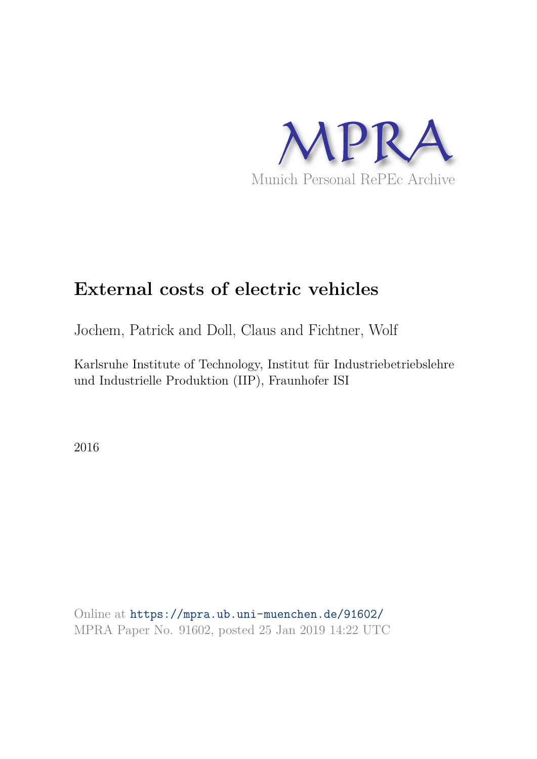MPRA

Munich Personal RePEc Archive

# External costs of electric vehicles

Jochem, Patrick and Doll, Claus and Fichtner, Wolf

Karlsruhe Institute of Technology, Institut für Industriebetriebslehre und Industrielle Produktion (IIP), Fraunhofer ISI

2016

Online at https://mpra.ub.uni-muenchen.de/91602/
MPRA Paper No. 91602, posted 25 Jan 2019 14:22 UTC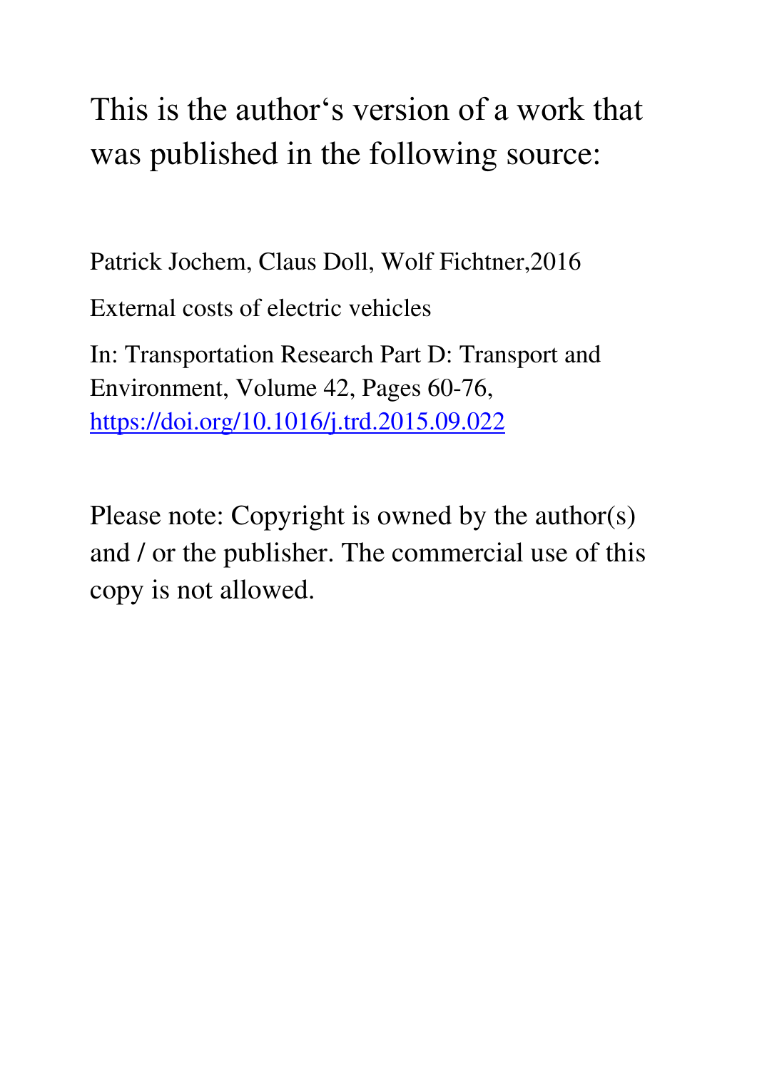This is the author's version of a work that was published in the following source:

Patrick Jochem, Claus Doll, Wolf Fichtner,2016

External costs of electric vehicles

In: Transportation Research Part D: Transport and Environment, Volume 42, Pages 60-76, https://doi.org/10.1016/j.trd.2015.09.022

Please note: Copyright is owned by the author(s) and / or the publisher. The commercial use of this copy is not allowed.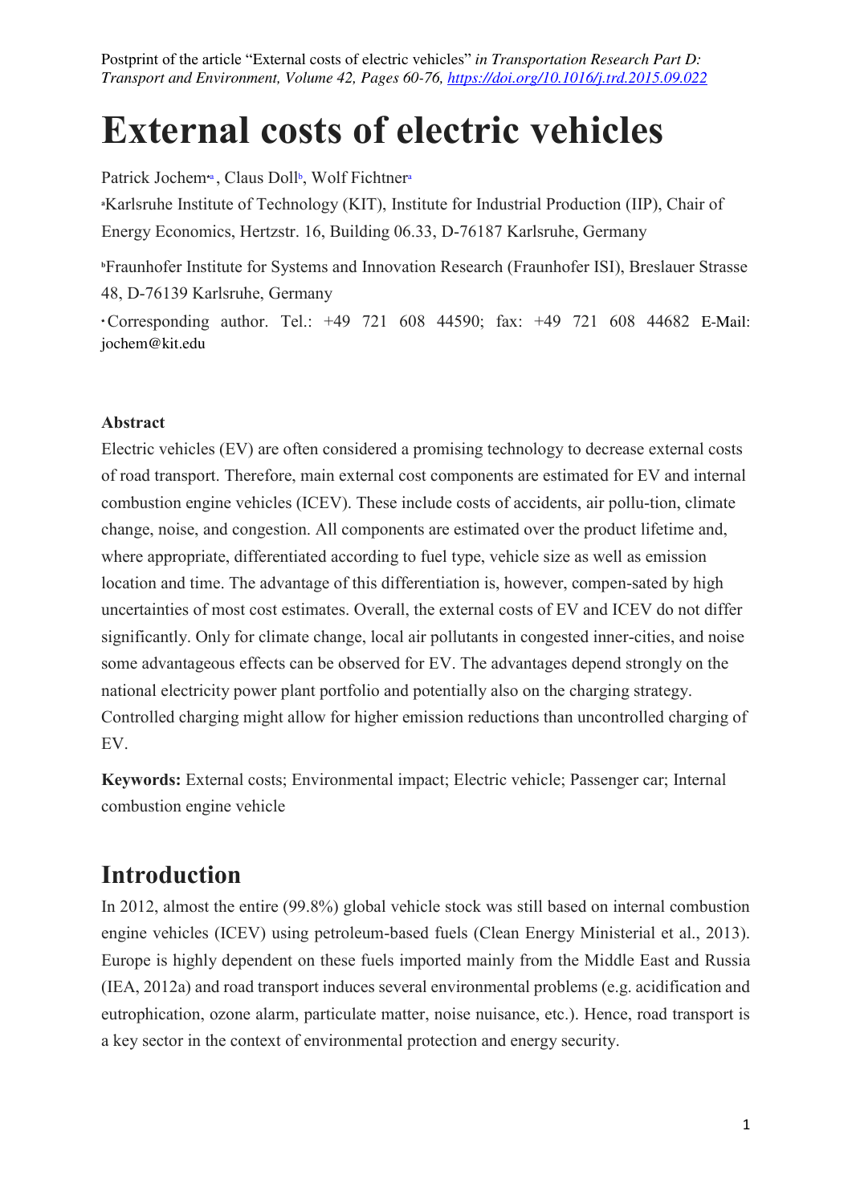Postprint of the article "External costs of electric vehicles" *in Transportation Research Part D: Transport and Environment, Volume 42, Pages 60-76,* https://doi.org/10.1016/j.trd.2015.09.022

# External costs of electric vehicles

Patrick Jochem[*a] , Claus Doll[b], Wolf Fichtner[a]

[a]Karlsruhe Institute of Technology (KIT), Institute for Industrial Production (IIP), Chair of Energy Economics, Hertzstr. 16, Building 06.33, D-76187 Karlsruhe, Germany

[b]Fraunhofer Institute for Systems and Innovation Research (Fraunhofer ISI), Breslauer Strasse 48, D-76139 Karlsruhe, Germany

[*]Corresponding author. Tel.: +49 721 608 44590; fax: +49 721 608 44682 E-Mail: jochem@kit.edu

**Abstract**

Electric vehicles (EV) are often considered a promising technology to decrease external costs of road transport. Therefore, main external cost components are estimated for EV and internal combustion engine vehicles (ICEV). These include costs of accidents, air pollu-tion, climate change, noise, and congestion. All components are estimated over the product lifetime and, where appropriate, differentiated according to fuel type, vehicle size as well as emission location and time. The advantage of this differentiation is, however, compen-sated by high uncertainties of most cost estimates. Overall, the external costs of EV and ICEV do not differ significantly. Only for climate change, local air pollutants in congested inner-cities, and noise some advantageous effects can be observed for EV. The advantages depend strongly on the national electricity power plant portfolio and potentially also on the charging strategy. Controlled charging might allow for higher emission reductions than uncontrolled charging of EV.

**Keywords:** External costs; Environmental impact; Electric vehicle; Passenger car; Internal combustion engine vehicle

## Introduction

In 2012, almost the entire (99.8%) global vehicle stock was still based on internal combustion engine vehicles (ICEV) using petroleum-based fuels (Clean Energy Ministerial et al., 2013). Europe is highly dependent on these fuels imported mainly from the Middle East and Russia (IEA, 2012a) and road transport induces several environmental problems (e.g. acidification and eutrophication, ozone alarm, particulate matter, noise nuisance, etc.). Hence, road transport is a key sector in the context of environmental protection and energy security.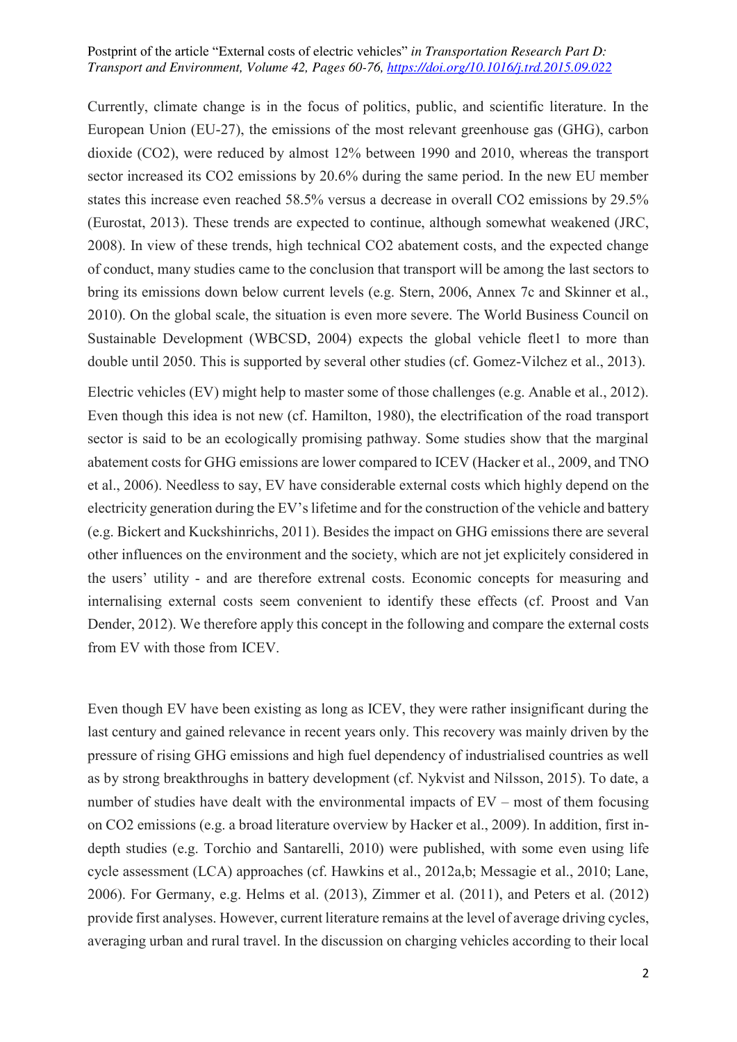Currently, climate change is in the focus of politics, public, and scientific literature. In the European Union (EU-27), the emissions of the most relevant greenhouse gas (GHG), carbon dioxide ($CO_2$), were reduced by almost 12% between 1990 and 2010, whereas the transport sector increased its $CO_2$ emissions by 20.6% during the same period. In the new EU member states this increase even reached 58.5% versus a decrease in overall $CO_2$ emissions by 29.5% (Eurostat, 2013). These trends are expected to continue, although somewhat weakened (JRC, 2008). In view of these trends, high technical $CO_2$ abatement costs, and the expected change of conduct, many studies came to the conclusion that transport will be among the last sectors to bring its emissions down below current levels (e.g. Stern, 2006, Annex 7c and Skinner et al., 2010). On the global scale, the situation is even more severe. The World Business Council on Sustainable Development (WBCSD, 2004) expects the global vehicle fleet[1] to more than double until 2050. This is supported by several other studies (cf. Gomez-Vilchez et al., 2013).

Electric vehicles (EV) might help to master some of those challenges (e.g. Anable et al., 2012). Even though this idea is not new (cf. Hamilton, 1980), the electrification of the road transport sector is said to be an ecologically promising pathway. Some studies show that the marginal abatement costs for GHG emissions are lower compared to ICEV (Hacker et al., 2009, and TNO et al., 2006). Needless to say, EV have considerable external costs which highly depend on the electricity generation during the EV's lifetime and for the construction of the vehicle and battery (e.g. Bickert and Kuckshinrichs, 2011). Besides the impact on GHG emissions there are several other influences on the environment and the society, which are not jet explicitely considered in the users' utility - and are therefore extrenal costs. Economic concepts for measuring and internalising external costs seem convenient to identify these effects (cf. Proost and Van Dender, 2012). We therefore apply this concept in the following and compare the external costs from EV with those from ICEV.

Even though EV have been existing as long as ICEV, they were rather insignificant during the last century and gained relevance in recent years only. This recovery was mainly driven by the pressure of rising GHG emissions and high fuel dependency of industrialised countries as well as by strong breakthroughs in battery development (cf. Nykvist and Nilsson, 2015). To date, a number of studies have dealt with the environmental impacts of EV – most of them focusing on $CO_2$ emissions (e.g. a broad literature overview by Hacker et al., 2009). In addition, first in-depth studies (e.g. Torchio and Santarelli, 2010) were published, with some even using life cycle assessment (LCA) approaches (cf. Hawkins et al., 2012a,b; Messagie et al., 2010; Lane, 2006). For Germany, e.g. Helms et al. (2013), Zimmer et al. (2011), and Peters et al. (2012) provide first analyses. However, current literature remains at the level of average driving cycles, averaging urban and rural travel. In the discussion on charging vehicles according to their local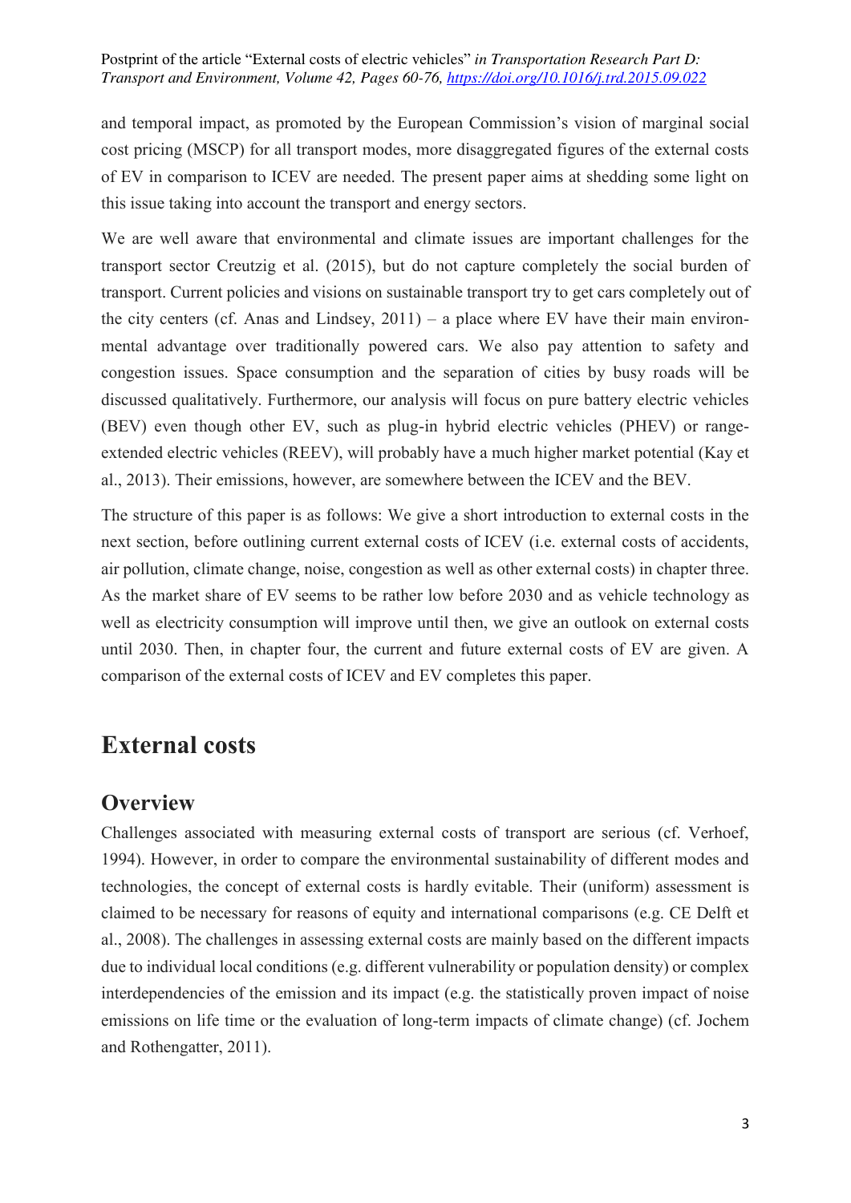and temporal impact, as promoted by the European Commission's vision of marginal social cost pricing (MSCP) for all transport modes, more disaggregated figures of the external costs of EV in comparison to ICEV are needed. The present paper aims at shedding some light on this issue taking into account the transport and energy sectors.

We are well aware that environmental and climate issues are important challenges for the transport sector Creutzig et al. (2015), but do not capture completely the social burden of transport. Current policies and visions on sustainable transport try to get cars completely out of the city centers (cf. Anas and Lindsey, 2011) – a place where EV have their main environmental advantage over traditionally powered cars. We also pay attention to safety and congestion issues. Space consumption and the separation of cities by busy roads will be discussed qualitatively. Furthermore, our analysis will focus on pure battery electric vehicles (BEV) even though other EV, such as plug-in hybrid electric vehicles (PHEV) or range-extended electric vehicles (REEV), will probably have a much higher market potential (Kay et al., 2013). Their emissions, however, are somewhere between the ICEV and the BEV.

The structure of this paper is as follows: We give a short introduction to external costs in the next section, before outlining current external costs of ICEV (i.e. external costs of accidents, air pollution, climate change, noise, congestion as well as other external costs) in chapter three. As the market share of EV seems to be rather low before 2030 and as vehicle technology as well as electricity consumption will improve until then, we give an outlook on external costs until 2030. Then, in chapter four, the current and future external costs of EV are given. A comparison of the external costs of ICEV and EV completes this paper.

# External costs

## Overview

Challenges associated with measuring external costs of transport are serious (cf. Verhoef, 1994). However, in order to compare the environmental sustainability of different modes and technologies, the concept of external costs is hardly evitable. Their (uniform) assessment is claimed to be necessary for reasons of equity and international comparisons (e.g. CE Delft et al., 2008). The challenges in assessing external costs are mainly based on the different impacts due to individual local conditions (e.g. different vulnerability or population density) or complex interdependencies of the emission and its impact (e.g. the statistically proven impact of noise emissions on life time or the evaluation of long-term impacts of climate change) (cf. Jochem and Rothengatter, 2011).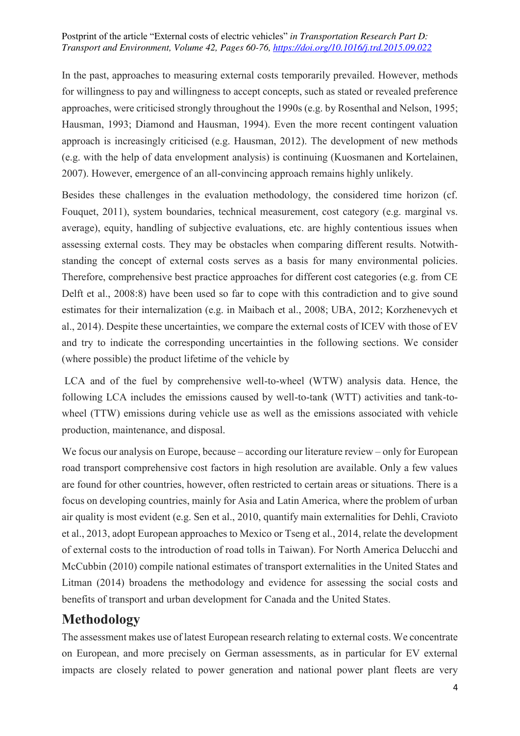In the past, approaches to measuring external costs temporarily prevailed. However, methods for willingness to pay and willingness to accept concepts, such as stated or revealed preference approaches, were criticised strongly throughout the 1990s (e.g. by Rosenthal and Nelson, 1995; Hausman, 1993; Diamond and Hausman, 1994). Even the more recent contingent valuation approach is increasingly criticised (e.g. Hausman, 2012). The development of new methods (e.g. with the help of data envelopment analysis) is continuing (Kuosmanen and Kortelainen, 2007). However, emergence of an all-convincing approach remains highly unlikely.

Besides these challenges in the evaluation methodology, the considered time horizon (cf. Fouquet, 2011), system boundaries, technical measurement, cost category (e.g. marginal vs. average), equity, handling of subjective evaluations, etc. are highly contentious issues when assessing external costs. They may be obstacles when comparing different results. Notwithstanding the concept of external costs serves as a basis for many environmental policies. Therefore, comprehensive best practice approaches for different cost categories (e.g. from CE Delft et al., 2008:8) have been used so far to cope with this contradiction and to give sound estimates for their internalization (e.g. in Maibach et al., 2008; UBA, 2012; Korzhenevych et al., 2014). Despite these uncertainties, we compare the external costs of ICEV with those of EV and try to indicate the corresponding uncertainties in the following sections. We consider (where possible) the product lifetime of the vehicle by

LCA and of the fuel by comprehensive well-to-wheel (WTW) analysis data. Hence, the following LCA includes the emissions caused by well-to-tank (WTT) activities and tank-to-wheel (TTW) emissions during vehicle use as well as the emissions associated with vehicle production, maintenance, and disposal.

We focus our analysis on Europe, because – according our literature review – only for European road transport comprehensive cost factors in high resolution are available. Only a few values are found for other countries, however, often restricted to certain areas or situations. There is a focus on developing countries, mainly for Asia and Latin America, where the problem of urban air quality is most evident (e.g. Sen et al., 2010, quantify main externalities for Dehli, Cravioto et al., 2013, adopt European approaches to Mexico or Tseng et al., 2014, relate the development of external costs to the introduction of road tolls in Taiwan). For North America Delucchi and McCubbin (2010) compile national estimates of transport externalities in the United States and Litman (2014) broadens the methodology and evidence for assessing the social costs and benefits of transport and urban development for Canada and the United States.

## Methodology

The assessment makes use of latest European research relating to external costs. We concentrate on European, and more precisely on German assessments, as in particular for EV external impacts are closely related to power generation and national power plant fleets are very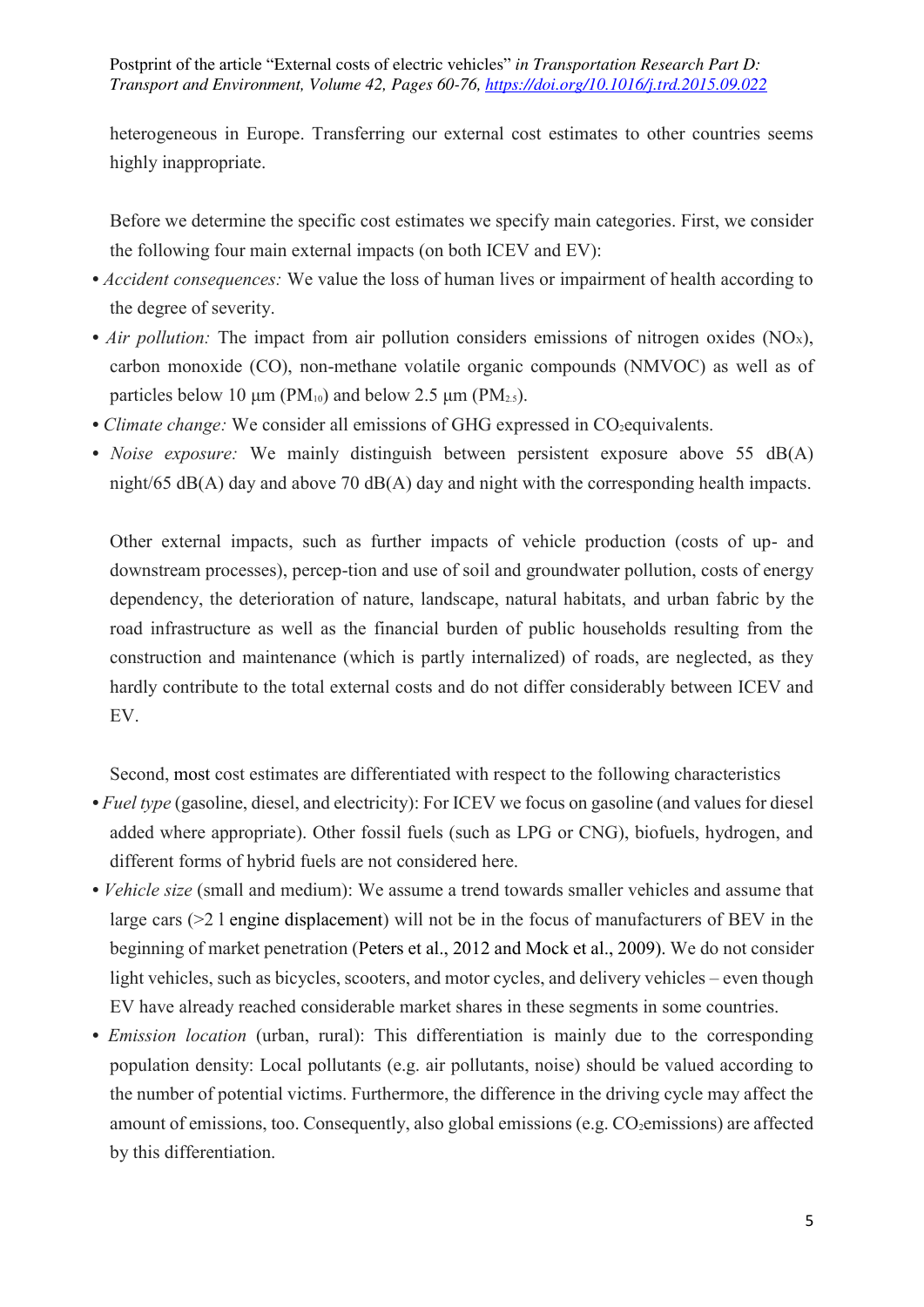heterogeneous in Europe. Transferring our external cost estimates to other countries seems highly inappropriate.

Before we determine the specific cost estimates we specify main categories. First, we consider the following four main external impacts (on both ICEV and EV):

- *Accident consequences:* We value the loss of human lives or impairment of health according to the degree of severity.
- *Air pollution:* The impact from air pollution considers emissions of nitrogen oxides ($NO_x$), carbon monoxide (CO), non-methane volatile organic compounds (NMVOC) as well as of particles below 10 µm ($PM_{10}$) and below 2.5 µm ($PM_{2.5}$).
- *Climate change:* We consider all emissions of GHG expressed in $CO_2$equivalents.
- *Noise exposure:* We mainly distinguish between persistent exposure above 55 dB(A) night/65 dB(A) day and above 70 dB(A) day and night with the corresponding health impacts.

Other external impacts, such as further impacts of vehicle production (costs of up- and downstream processes), percep-tion and use of soil and groundwater pollution, costs of energy dependency, the deterioration of nature, landscape, natural habitats, and urban fabric by the road infrastructure as well as the financial burden of public households resulting from the construction and maintenance (which is partly internalized) of roads, are neglected, as they hardly contribute to the total external costs and do not differ considerably between ICEV and EV.

Second, most cost estimates are differentiated with respect to the following characteristics

- *Fuel type* (gasoline, diesel, and electricity): For ICEV we focus on gasoline (and values for diesel added where appropriate). Other fossil fuels (such as LPG or CNG), biofuels, hydrogen, and different forms of hybrid fuels are not considered here.
- *Vehicle size* (small and medium): We assume a trend towards smaller vehicles and assume that large cars (>2 l engine displacement) will not be in the focus of manufacturers of BEV in the beginning of market penetration (Peters et al., 2012 and Mock et al., 2009). We do not consider light vehicles, such as bicycles, scooters, and motor cycles, and delivery vehicles – even though EV have already reached considerable market shares in these segments in some countries.
- *Emission location* (urban, rural): This differentiation is mainly due to the corresponding population density: Local pollutants (e.g. air pollutants, noise) should be valued according to the number of potential victims. Furthermore, the difference in the driving cycle may affect the amount of emissions, too. Consequently, also global emissions (e.g. $CO_2$emissions) are affected by this differentiation.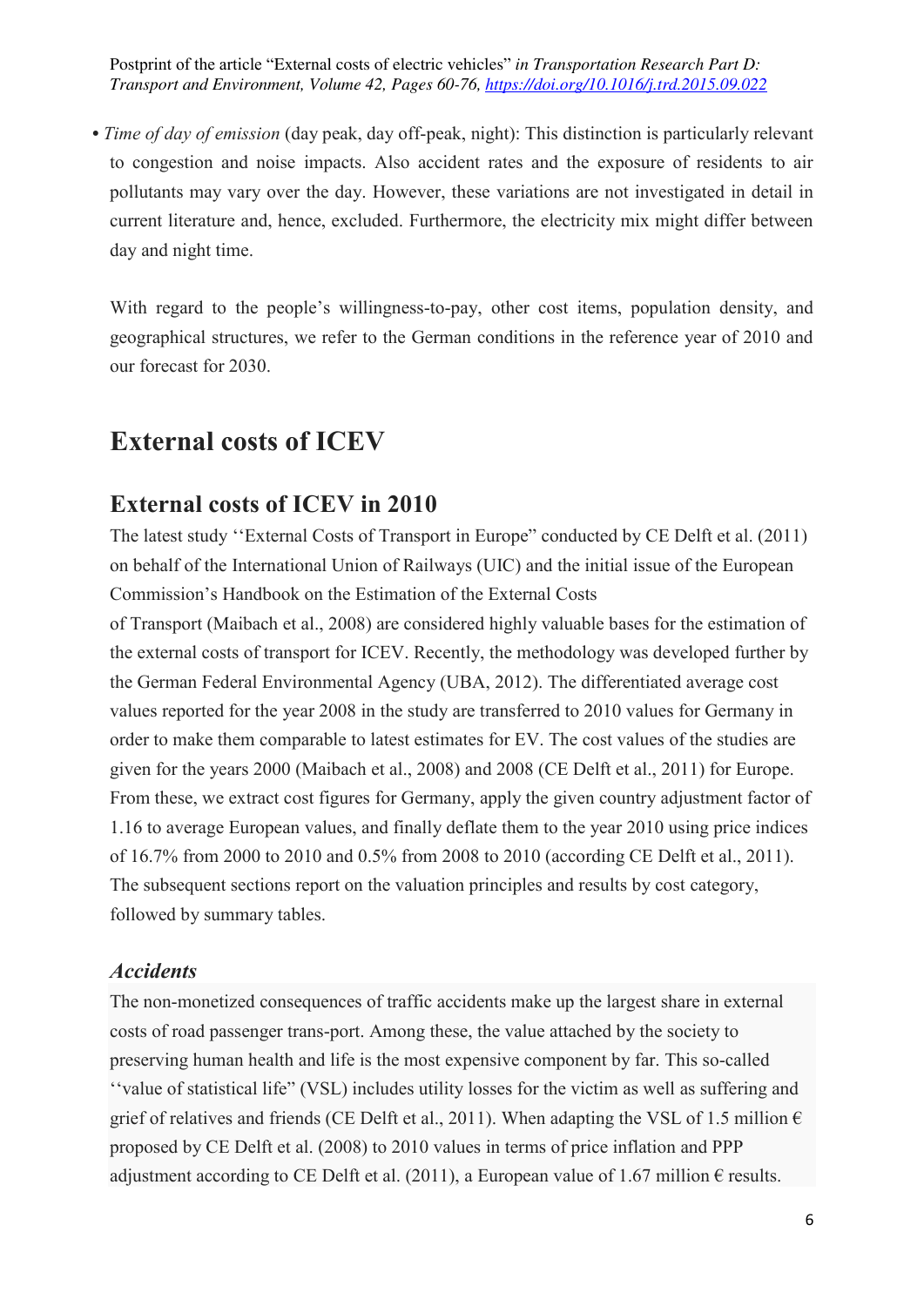• *Time of day of emission* (day peak, day off-peak, night): This distinction is particularly relevant to congestion and noise impacts. Also accident rates and the exposure of residents to air pollutants may vary over the day. However, these variations are not investigated in detail in current literature and, hence, excluded. Furthermore, the electricity mix might differ between day and night time.

With regard to the people's willingness-to-pay, other cost items, population density, and geographical structures, we refer to the German conditions in the reference year of 2010 and our forecast for 2030.

# External costs of ICEV

## External costs of ICEV in 2010

The latest study ''External Costs of Transport in Europe" conducted by CE Delft et al. (2011) on behalf of the International Union of Railways (UIC) and the initial issue of the European Commission's Handbook on the Estimation of the External Costs of Transport (Maibach et al., 2008) are considered highly valuable bases for the estimation of the external costs of transport for ICEV. Recently, the methodology was developed further by the German Federal Environmental Agency (UBA, 2012). The differentiated average cost values reported for the year 2008 in the study are transferred to 2010 values for Germany in order to make them comparable to latest estimates for EV. The cost values of the studies are given for the years 2000 (Maibach et al., 2008) and 2008 (CE Delft et al., 2011) for Europe. From these, we extract cost figures for Germany, apply the given country adjustment factor of 1.16 to average European values, and finally deflate them to the year 2010 using price indices of 16.7% from 2000 to 2010 and 0.5% from 2008 to 2010 (according CE Delft et al., 2011). The subsequent sections report on the valuation principles and results by cost category, followed by summary tables.

### *Accidents*

The non-monetized consequences of traffic accidents make up the largest share in external costs of road passenger trans-port. Among these, the value attached by the society to preserving human health and life is the most expensive component by far. This so-called ''value of statistical life" (VSL) includes utility losses for the victim as well as suffering and grief of relatives and friends (CE Delft et al., 2011). When adapting the VSL of 1.5 million € proposed by CE Delft et al. (2008) to 2010 values in terms of price inflation and PPP adjustment according to CE Delft et al. (2011), a European value of 1.67 million € results.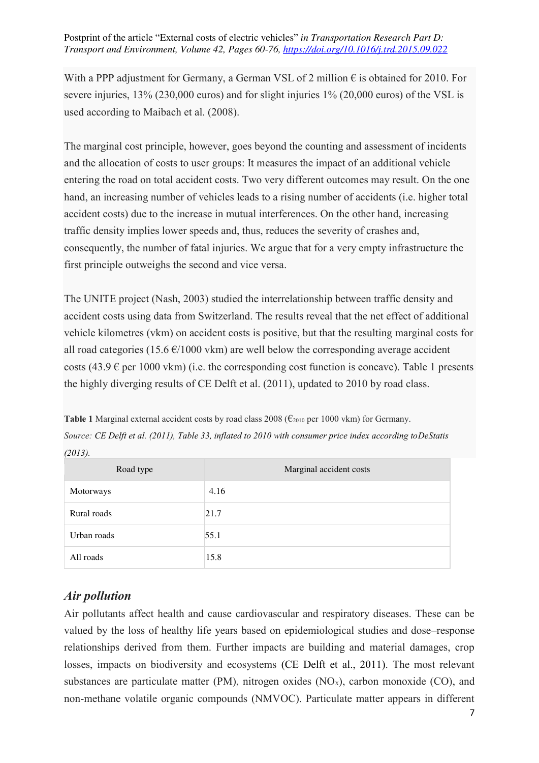With a PPP adjustment for Germany, a German VSL of 2 million € is obtained for 2010. For severe injuries, 13% (230,000 euros) and for slight injuries 1% (20,000 euros) of the VSL is used according to Maibach et al. (2008).

The marginal cost principle, however, goes beyond the counting and assessment of incidents and the allocation of costs to user groups: It measures the impact of an additional vehicle entering the road on total accident costs. Two very different outcomes may result. On the one hand, an increasing number of vehicles leads to a rising number of accidents (i.e. higher total accident costs) due to the increase in mutual interferences. On the other hand, increasing traffic density implies lower speeds and, thus, reduces the severity of crashes and, consequently, the number of fatal injuries. We argue that for a very empty infrastructure the first principle outweighs the second and vice versa.

The UNITE project (Nash, 2003) studied the interrelationship between traffic density and accident costs using data from Switzerland. The results reveal that the net effect of additional vehicle kilometres (vkm) on accident costs is positive, but that the resulting marginal costs for all road categories (15.6 €/1000 vkm) are well below the corresponding average accident costs (43.9 € per 1000 vkm) (i.e. the corresponding cost function is concave). Table 1 presents the highly diverging results of CE Delft et al. (2011), updated to 2010 by road class.

**Table 1** Marginal external accident costs by road class 2008 ($€_{2010}$ per 1000 vkm) for Germany.
*Source: CE Delft et al. (2011), Table 33, inflated to 2010 with consumer price index according toDeStatis (2013).*

| Road type | Marginal accident costs |
|---|---|
| Motorways | 4.16 |
| Rural roads | 21.7 |
| Urban roads | 55.1 |
| All roads | 15.8 |

## *Air pollution*

Air pollutants affect health and cause cardiovascular and respiratory diseases. These can be valued by the loss of healthy life years based on epidemiological studies and dose–response relationships derived from them. Further impacts are building and material damages, crop losses, impacts on biodiversity and ecosystems (CE Delft et al., 2011). The most relevant substances are particulate matter (PM), nitrogen oxides ($NO_x$), carbon monoxide (CO), and non-methane volatile organic compounds (NMVOC). Particulate matter appears in different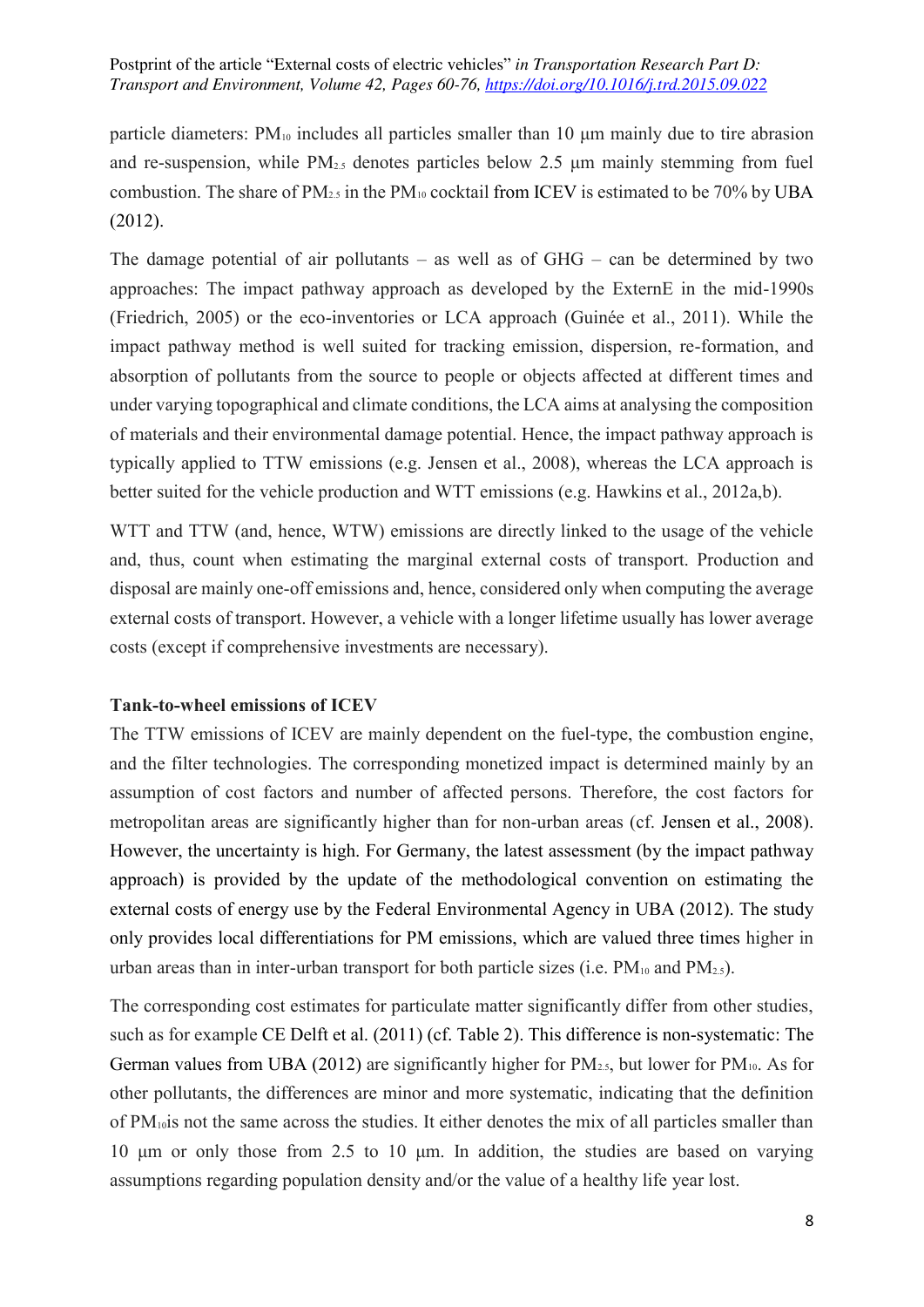particle diameters: $PM_{10}$ includes all particles smaller than 10 μm mainly due to tire abrasion and re-suspension, while $PM_{2.5}$ denotes particles below 2.5 μm mainly stemming from fuel combustion. The share of $PM_{2.5}$ in the $PM_{10}$ cocktail from ICEV is estimated to be 70% by UBA (2012).

The damage potential of air pollutants – as well as of GHG – can be determined by two approaches: The impact pathway approach as developed by the ExternE in the mid-1990s (Friedrich, 2005) or the eco-inventories or LCA approach (Guinée et al., 2011). While the impact pathway method is well suited for tracking emission, dispersion, re-formation, and absorption of pollutants from the source to people or objects affected at different times and under varying topographical and climate conditions, the LCA aims at analysing the composition of materials and their environmental damage potential. Hence, the impact pathway approach is typically applied to TTW emissions (e.g. Jensen et al., 2008), whereas the LCA approach is better suited for the vehicle production and WTT emissions (e.g. Hawkins et al., 2012a,b).

WTT and TTW (and, hence, WTW) emissions are directly linked to the usage of the vehicle and, thus, count when estimating the marginal external costs of transport. Production and disposal are mainly one-off emissions and, hence, considered only when computing the average external costs of transport. However, a vehicle with a longer lifetime usually has lower average costs (except if comprehensive investments are necessary).

**Tank-to-wheel emissions of ICEV**

The TTW emissions of ICEV are mainly dependent on the fuel-type, the combustion engine, and the filter technologies. The corresponding monetized impact is determined mainly by an assumption of cost factors and number of affected persons. Therefore, the cost factors for metropolitan areas are significantly higher than for non-urban areas (cf. Jensen et al., 2008). However, the uncertainty is high. For Germany, the latest assessment (by the impact pathway approach) is provided by the update of the methodological convention on estimating the external costs of energy use by the Federal Environmental Agency in UBA (2012). The study only provides local differentiations for PM emissions, which are valued three times higher in urban areas than in inter-urban transport for both particle sizes (i.e. $PM_{10}$ and $PM_{2.5}$).

The corresponding cost estimates for particulate matter significantly differ from other studies, such as for example CE Delft et al. (2011) (cf. Table 2). This difference is non-systematic: The German values from UBA (2012) are significantly higher for $PM_{2.5}$, but lower for $PM_{10}$. As for other pollutants, the differences are minor and more systematic, indicating that the definition of $PM_{10}$is not the same across the studies. It either denotes the mix of all particles smaller than 10 μm or only those from 2.5 to 10 μm. In addition, the studies are based on varying assumptions regarding population density and/or the value of a healthy life year lost.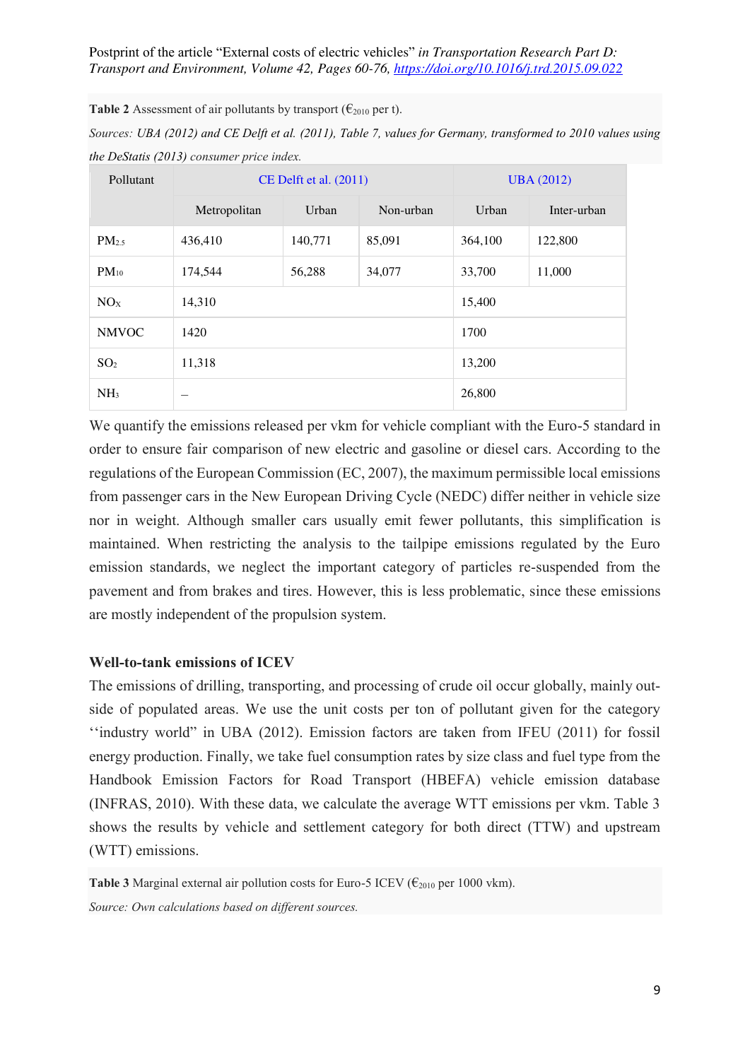**Table 2** Assessment of air pollutants by transport (€$_{2010}$ per t).

*Sources: UBA (2012) and CE Delft et al. (2011), Table 7, values for Germany, transformed to 2010 values using the DeStatis (2013) consumer price index.*

| Pollutant | CE Delft et al. (2011) | | | UBA (2012) | |
|---|---|---|---|---|---|
| | Metropolitan | Urban | Non-urban | Urban | Inter-urban |
| $PM_{2.5}$ | 436,410 | 140,771 | 85,091 | 364,100 | 122,800 |
| $PM_{10}$ | 174,544 | 56,288 | 34,077 | 33,700 | 11,000 |
| $NO_X$ | 14,310 | | | 15,400 | |
| NMVOC | 1420 | | | 1700 | |
| $SO_2$ | 11,318 | | | 13,200 | |
| $NH_3$ | – | | | 26,800 | |

We quantify the emissions released per vkm for vehicle compliant with the Euro-5 standard in order to ensure fair comparison of new electric and gasoline or diesel cars. According to the regulations of the European Commission (EC, 2007), the maximum permissible local emissions from passenger cars in the New European Driving Cycle (NEDC) differ neither in vehicle size nor in weight. Although smaller cars usually emit fewer pollutants, this simplification is maintained. When restricting the analysis to the tailpipe emissions regulated by the Euro emission standards, we neglect the important category of particles re-suspended from the pavement and from brakes and tires. However, this is less problematic, since these emissions are mostly independent of the propulsion system.

### Well-to-tank emissions of ICEV

The emissions of drilling, transporting, and processing of crude oil occur globally, mainly outside of populated areas. We use the unit costs per ton of pollutant given for the category ''industry world" in UBA (2012). Emission factors are taken from IFEU (2011) for fossil energy production. Finally, we take fuel consumption rates by size class and fuel type from the Handbook Emission Factors for Road Transport (HBEFA) vehicle emission database (INFRAS, 2010). With these data, we calculate the average WTT emissions per vkm. Table 3 shows the results by vehicle and settlement category for both direct (TTW) and upstream (WTT) emissions.

**Table 3** Marginal external air pollution costs for Euro-5 ICEV (€$_{2010}$ per 1000 vkm).

*Source: Own calculations based on different sources.*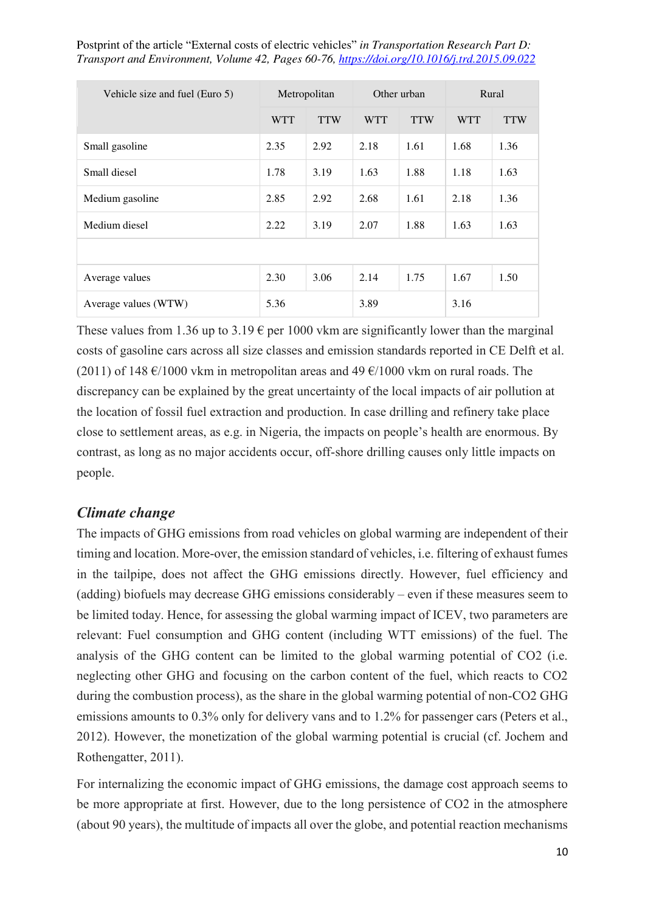| Vehicle size and fuel (Euro 5) | Metropolitan | | Other urban | | Rural | |
|---|---|---|---|---|---|---|
| | WTT | TTW | WTT | TTW | WTT | TTW |
| Small gasoline | 2.35 | 2.92 | 2.18 | 1.61 | 1.68 | 1.36 |
| Small diesel | 1.78 | 3.19 | 1.63 | 1.88 | 1.18 | 1.63 |
| Medium gasoline | 2.85 | 2.92 | 2.68 | 1.61 | 2.18 | 1.36 |
| Medium diesel | 2.22 | 3.19 | 2.07 | 1.88 | 1.63 | 1.63 |
| | | | | | | |
| Average values | 2.30 | 3.06 | 2.14 | 1.75 | 1.67 | 1.50 |
| Average values (WTW) | 5.36 | | 3.89 | | 3.16 | |

These values from 1.36 up to 3.19 € per 1000 vkm are significantly lower than the marginal costs of gasoline cars across all size classes and emission standards reported in CE Delft et al. (2011) of 148 €/1000 vkm in metropolitan areas and 49 €/1000 vkm on rural roads. The discrepancy can be explained by the great uncertainty of the local impacts of air pollution at the location of fossil fuel extraction and production. In case drilling and refinery take place close to settlement areas, as e.g. in Nigeria, the impacts on people's health are enormous. By contrast, as long as no major accidents occur, off-shore drilling causes only little impacts on people.

### *Climate change*

The impacts of GHG emissions from road vehicles on global warming are independent of their timing and location. More-over, the emission standard of vehicles, i.e. filtering of exhaust fumes in the tailpipe, does not affect the GHG emissions directly. However, fuel efficiency and (adding) biofuels may decrease GHG emissions considerably – even if these measures seem to be limited today. Hence, for assessing the global warming impact of ICEV, two parameters are relevant: Fuel consumption and GHG content (including WTT emissions) of the fuel. The analysis of the GHG content can be limited to the global warming potential of $CO_2$ (i.e. neglecting other GHG and focusing on the carbon content of the fuel, which reacts to $CO_2$ during the combustion process), as the share in the global warming potential of non-$CO_2$ GHG emissions amounts to 0.3% only for delivery vans and to 1.2% for passenger cars (Peters et al., 2012). However, the monetization of the global warming potential is crucial (cf. Jochem and Rothengatter, 2011).

For internalizing the economic impact of GHG emissions, the damage cost approach seems to be more appropriate at first. However, due to the long persistence of $CO_2$ in the atmosphere (about 90 years), the multitude of impacts all over the globe, and potential reaction mechanisms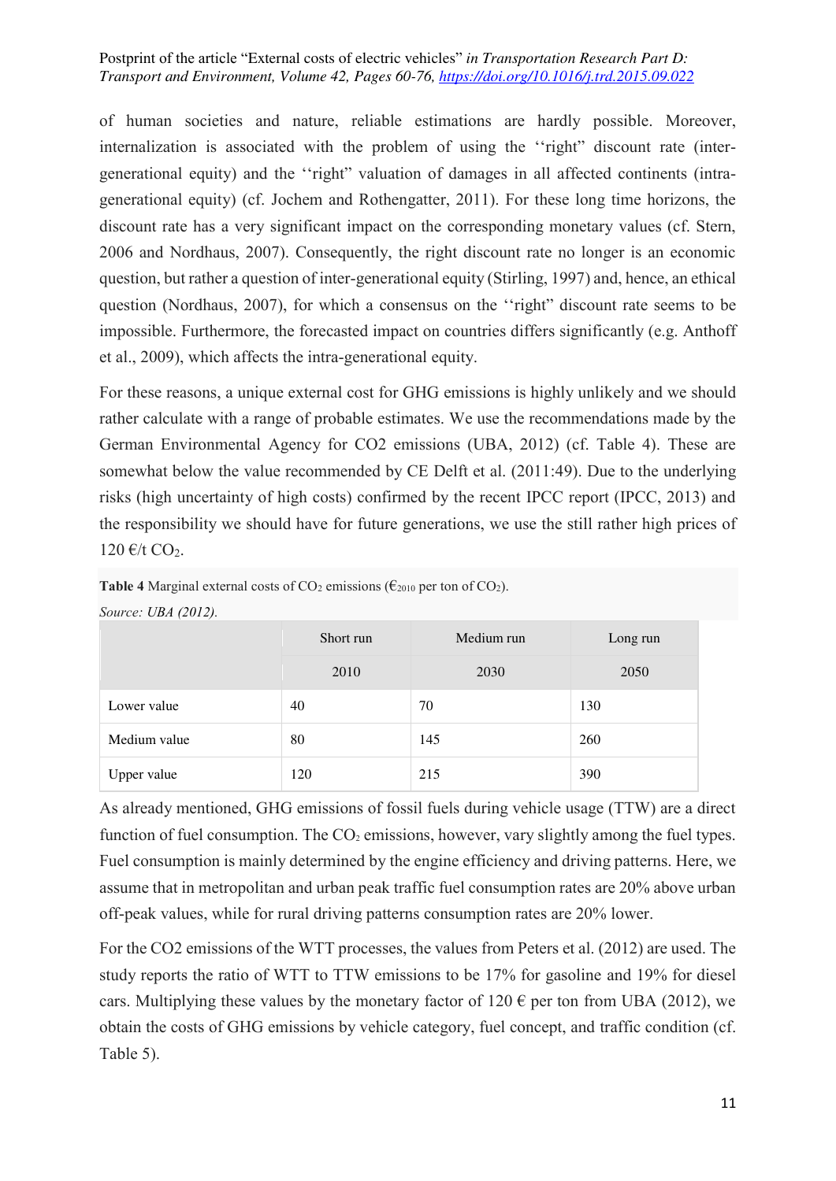of human societies and nature, reliable estimations are hardly possible. Moreover, internalization is associated with the problem of using the ''right'' discount rate (inter-generational equity) and the ''right'' valuation of damages in all affected continents (intra-generational equity) (cf. Jochem and Rothengatter, 2011). For these long time horizons, the discount rate has a very significant impact on the corresponding monetary values (cf. Stern, 2006 and Nordhaus, 2007). Consequently, the right discount rate no longer is an economic question, but rather a question of inter-generational equity (Stirling, 1997) and, hence, an ethical question (Nordhaus, 2007), for which a consensus on the ''right'' discount rate seems to be impossible. Furthermore, the forecasted impact on countries differs significantly (e.g. Anthoff et al., 2009), which affects the intra-generational equity.

For these reasons, a unique external cost for GHG emissions is highly unlikely and we should rather calculate with a range of probable estimates. We use the recommendations made by the German Environmental Agency for CO2 emissions (UBA, 2012) (cf. Table 4). These are somewhat below the value recommended by CE Delft et al. (2011:49). Due to the underlying risks (high uncertainty of high costs) confirmed by the recent IPCC report (IPCC, 2013) and the responsibility we should have for future generations, we use the still rather high prices of 120 €/t $CO_2$.

**Table 4** Marginal external costs of $CO_2$ emissions (€$_{2010}$ per ton of $CO_2$).
*Source: UBA (2012).*

| | Short run | Medium run | Long run |
|---|---|---|---|
| | 2010 | 2030 | 2050 |
| Lower value | 40 | 70 | 130 |
| Medium value | 80 | 145 | 260 |
| Upper value | 120 | 215 | 390 |

As already mentioned, GHG emissions of fossil fuels during vehicle usage (TTW) are a direct function of fuel consumption. The $CO_2$ emissions, however, vary slightly among the fuel types. Fuel consumption is mainly determined by the engine efficiency and driving patterns. Here, we assume that in metropolitan and urban peak traffic fuel consumption rates are 20% above urban off-peak values, while for rural driving patterns consumption rates are 20% lower.

For the CO2 emissions of the WTT processes, the values from Peters et al. (2012) are used. The study reports the ratio of WTT to TTW emissions to be 17% for gasoline and 19% for diesel cars. Multiplying these values by the monetary factor of 120 € per ton from UBA (2012), we obtain the costs of GHG emissions by vehicle category, fuel concept, and traffic condition (cf. Table 5).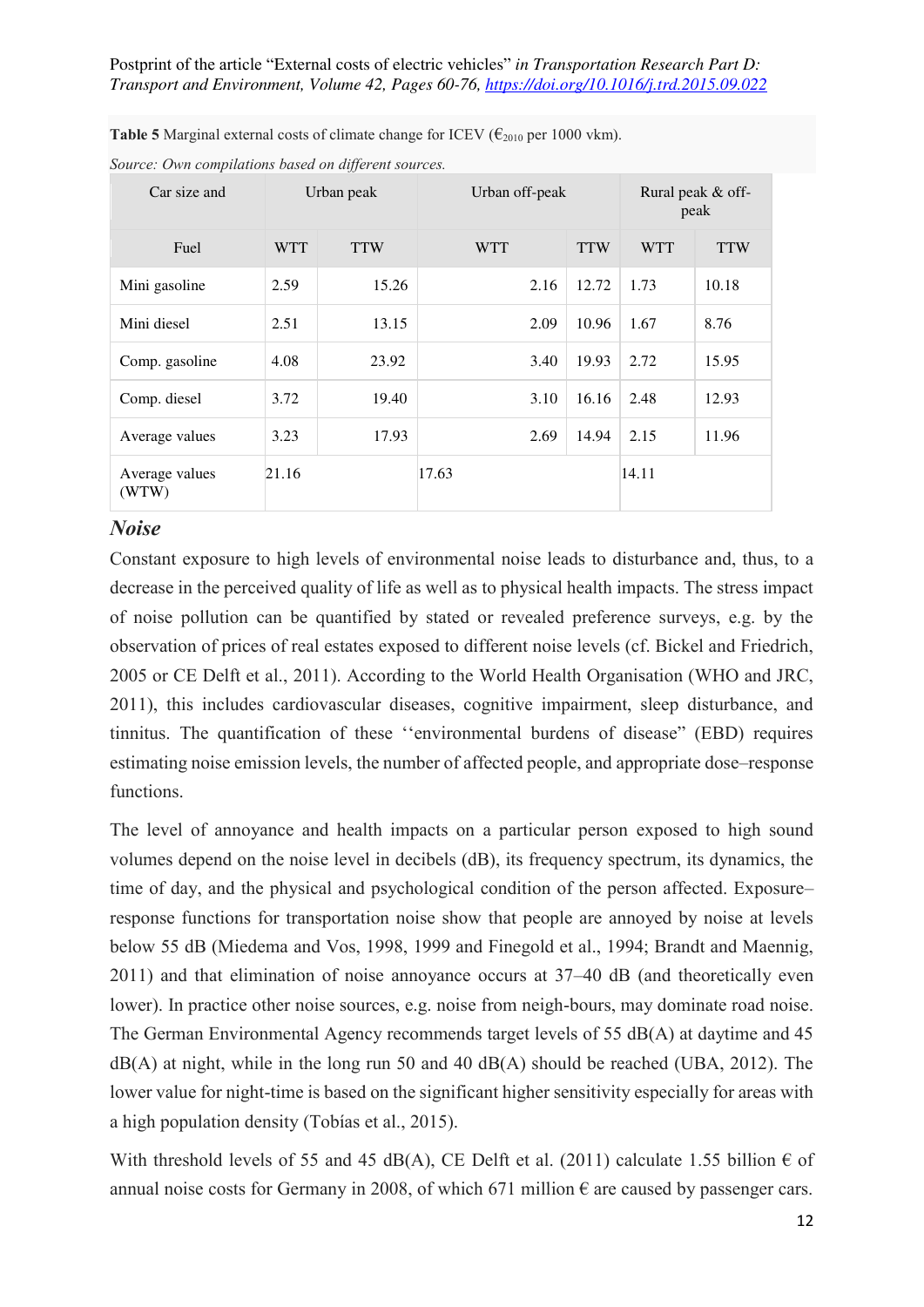**Table 5** Marginal external costs of climate change for ICEV (€$_{2010}$ per 1000 vkm).

*Source: Own compilations based on different sources.*

| Car size and | Urban peak | | Urban off-peak | | Rural peak & off-peak | |
|---|---|---|---|---|---|---|
| Fuel | WTT | TTW | WTT | TTW | WTT | TTW |
| Mini gasoline | 2.59 | 15.26 | 2.16 | 12.72 | 1.73 | 10.18 |
| Mini diesel | 2.51 | 13.15 | 2.09 | 10.96 | 1.67 | 8.76 |
| Comp. gasoline | 4.08 | 23.92 | 3.40 | 19.93 | 2.72 | 15.95 |
| Comp. diesel | 3.72 | 19.40 | 3.10 | 16.16 | 2.48 | 12.93 |
| Average values | 3.23 | 17.93 | 2.69 | 14.94 | 2.15 | 11.96 |
| Average values (WTW) | 21.16 | | 17.63 | | 14.11 | |

## *Noise*

Constant exposure to high levels of environmental noise leads to disturbance and, thus, to a decrease in the perceived quality of life as well as to physical health impacts. The stress impact of noise pollution can be quantified by stated or revealed preference surveys, e.g. by the observation of prices of real estates exposed to different noise levels (cf. Bickel and Friedrich, 2005 or CE Delft et al., 2011). According to the World Health Organisation (WHO and JRC, 2011), this includes cardiovascular diseases, cognitive impairment, sleep disturbance, and tinnitus. The quantification of these ''environmental burdens of disease" (EBD) requires estimating noise emission levels, the number of affected people, and appropriate dose–response functions.

The level of annoyance and health impacts on a particular person exposed to high sound volumes depend on the noise level in decibels (dB), its frequency spectrum, its dynamics, the time of day, and the physical and psychological condition of the person affected. Exposure–response functions for transportation noise show that people are annoyed by noise at levels below 55 dB (Miedema and Vos, 1998, 1999 and Finegold et al., 1994; Brandt and Maennig, 2011) and that elimination of noise annoyance occurs at 37–40 dB (and theoretically even lower). In practice other noise sources, e.g. noise from neigh-bours, may dominate road noise. The German Environmental Agency recommends target levels of 55 dB(A) at daytime and 45 dB(A) at night, while in the long run 50 and 40 dB(A) should be reached (UBA, 2012). The lower value for night-time is based on the significant higher sensitivity especially for areas with a high population density (Tobías et al., 2015).

With threshold levels of 55 and 45 dB(A), CE Delft et al. (2011) calculate 1.55 billion € of annual noise costs for Germany in 2008, of which 671 million € are caused by passenger cars.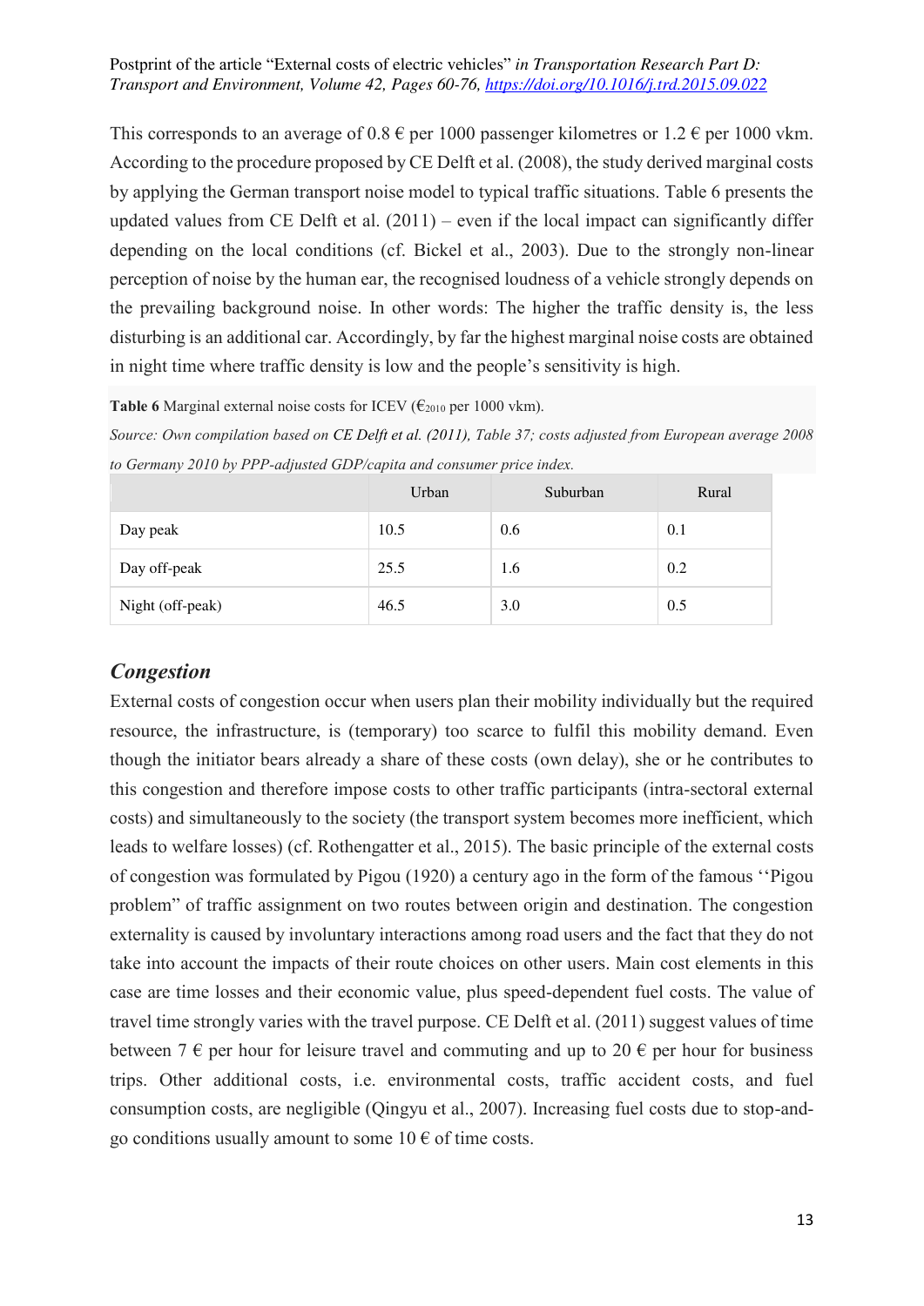This corresponds to an average of 0.8 € per 1000 passenger kilometres or 1.2 € per 1000 vkm. According to the procedure proposed by CE Delft et al. (2008), the study derived marginal costs by applying the German transport noise model to typical traffic situations. Table 6 presents the updated values from CE Delft et al. (2011) – even if the local impact can significantly differ depending on the local conditions (cf. Bickel et al., 2003). Due to the strongly non-linear perception of noise by the human ear, the recognised loudness of a vehicle strongly depends on the prevailing background noise. In other words: The higher the traffic density is, the less disturbing is an additional car. Accordingly, by far the highest marginal noise costs are obtained in night time where traffic density is low and the people's sensitivity is high.

**Table 6** Marginal external noise costs for ICEV ($€_{2010}$ per 1000 vkm).

*Source: Own compilation based on CE Delft et al. (2011), Table 37; costs adjusted from European average 2008 to Germany 2010 by PPP-adjusted GDP/capita and consumer price index.*

| | Urban | Suburban | Rural |
|---|---|---|---|
| Day peak | 10.5 | 0.6 | 0.1 |
| Day off-peak | 25.5 | 1.6 | 0.2 |
| Night (off-peak) | 46.5 | 3.0 | 0.5 |

## *Congestion*

External costs of congestion occur when users plan their mobility individually but the required resource, the infrastructure, is (temporary) too scarce to fulfil this mobility demand. Even though the initiator bears already a share of these costs (own delay), she or he contributes to this congestion and therefore impose costs to other traffic participants (intra-sectoral external costs) and simultaneously to the society (the transport system becomes more inefficient, which leads to welfare losses) (cf. Rothengatter et al., 2015). The basic principle of the external costs of congestion was formulated by Pigou (1920) a century ago in the form of the famous ''Pigou problem" of traffic assignment on two routes between origin and destination. The congestion externality is caused by involuntary interactions among road users and the fact that they do not take into account the impacts of their route choices on other users. Main cost elements in this case are time losses and their economic value, plus speed-dependent fuel costs. The value of travel time strongly varies with the travel purpose. CE Delft et al. (2011) suggest values of time between 7 € per hour for leisure travel and commuting and up to 20 € per hour for business trips. Other additional costs, i.e. environmental costs, traffic accident costs, and fuel consumption costs, are negligible (Qingyu et al., 2007). Increasing fuel costs due to stop-and-go conditions usually amount to some 10 € of time costs.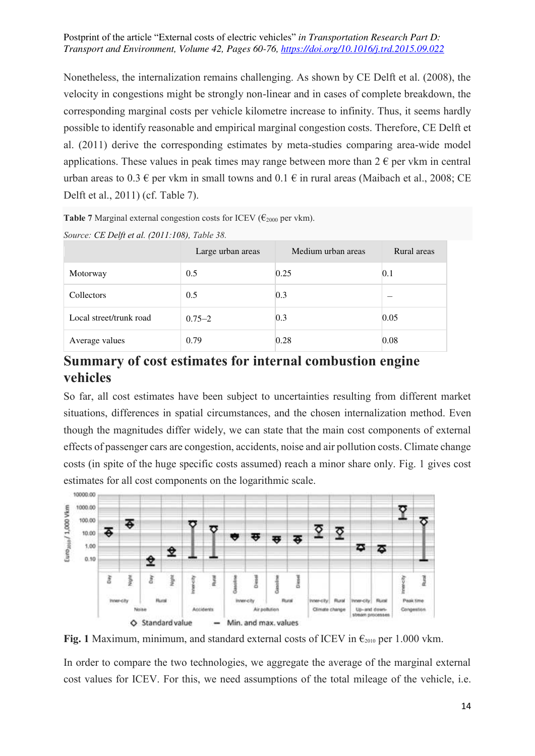Nonetheless, the internalization remains challenging. As shown by CE Delft et al. (2008), the velocity in congestions might be strongly non-linear and in cases of complete breakdown, the corresponding marginal costs per vehicle kilometre increase to infinity. Thus, it seems hardly possible to identify reasonable and empirical marginal congestion costs. Therefore, CE Delft et al. (2011) derive the corresponding estimates by meta-studies comparing area-wide model applications. These values in peak times may range between more than 2 € per vkm in central urban areas to 0.3 € per vkm in small towns and 0.1 € in rural areas (Maibach et al., 2008; CE Delft et al., 2011) (cf. Table 7).

**Table 7** Marginal external congestion costs for ICEV ($€_{2000}$ per vkm).

*Source: CE Delft et al. (2011:108), Table 38.*

| | Large urban areas | Medium urban areas | Rural areas |
|---|---|---|---|
| Motorway | 0.5 | 0.25 | 0.1 |
| Collectors | 0.5 | 0.3 | – |
| Local street/trunk road | 0.75–2 | 0.3 | 0.05 |
| Average values | 0.79 | 0.28 | 0.08 |

## Summary of cost estimates for internal combustion engine vehicles

So far, all cost estimates have been subject to uncertainties resulting from different market situations, differences in spatial circumstances, and the chosen internalization method. Even though the magnitudes differ widely, we can state that the main cost components of external effects of passenger cars are congestion, accidents, noise and air pollution costs. Climate change costs (in spite of the huge specific costs assumed) reach a minor share only. Fig. 1 gives cost estimates for all cost components on the logarithmic scale.

Euro2010 / 1,000 Vkm
10000.00
1000.00
100.00
10.00
1.00
0.10

Day, Night, Day, Night
Inner-city, Rural
Noise

Inner-city, Rural
Accidents

Gasoline, Diesel, Gasoline, Diesel
Inner-city, Rural
Air pollution

Inner-city, Rural
Climate change

Inner-city, Rural
Up- and down-stream processes

Inner-city, Rural
Peak time
Congestion

Standard value
Min. and max. values

**Fig. 1** Maximum, minimum, and standard external costs of ICEV in $€_{2010}$ per 1.000 vkm.

In order to compare the two technologies, we aggregate the average of the marginal external cost values for ICEV. For this, we need assumptions of the total mileage of the vehicle, i.e.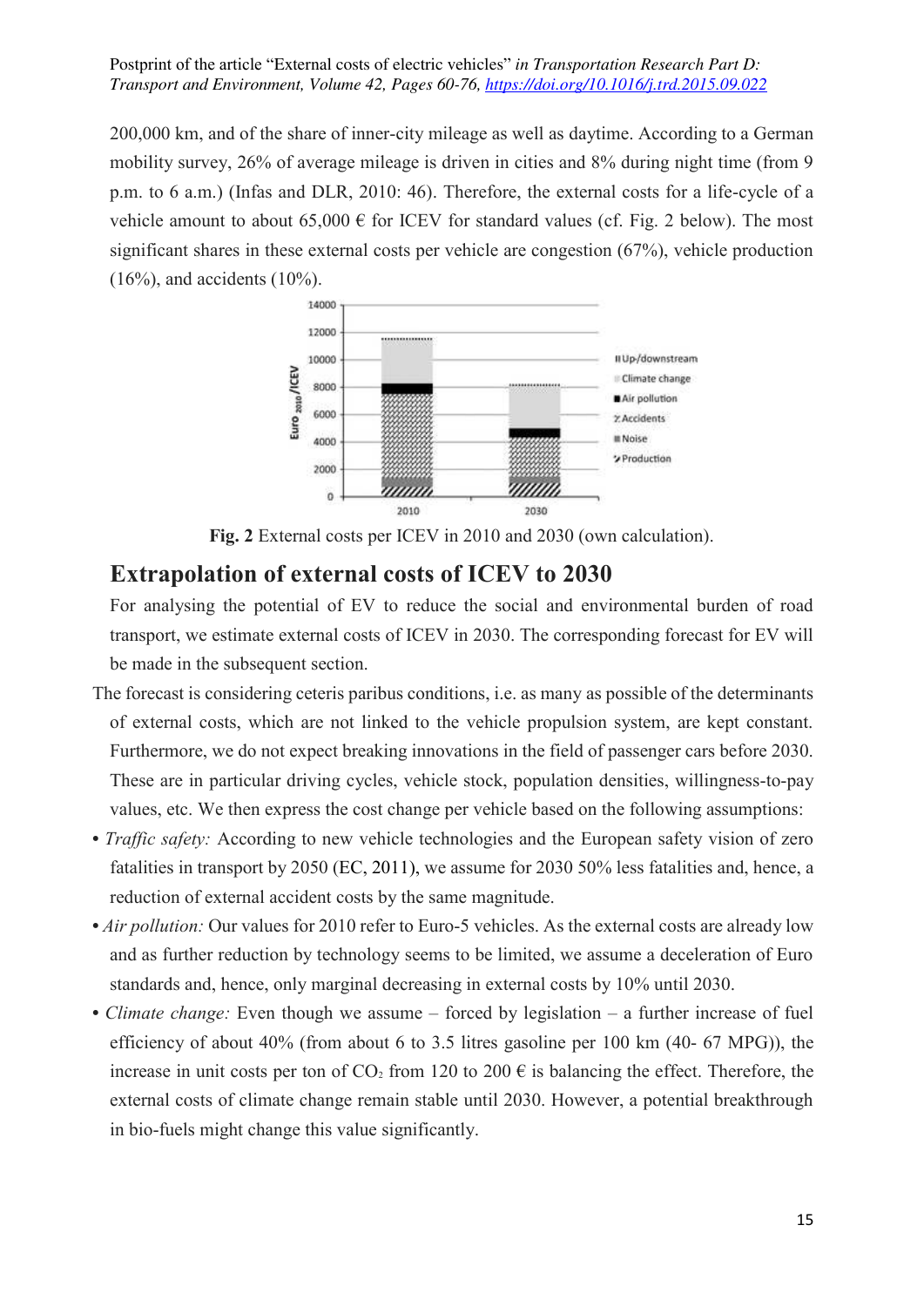200,000 km, and of the share of inner-city mileage as well as daytime. According to a German mobility survey, 26% of average mileage is driven in cities and 8% during night time (from 9 p.m. to 6 a.m.) (Infas and DLR, 2010: 46). Therefore, the external costs for a life-cycle of a vehicle amount to about 65,000 € for ICEV for standard values (cf. Fig. 2 below). The most significant shares in these external costs per vehicle are congestion (67%), vehicle production (16%), and accidents (10%).

14000
12000
10000
8000
6000
4000
2000
0

Euro 2010/ICEV

2010
2030

Up-/downstream
Climate change
Air pollution
Accidents
Noise
Production

**Fig. 2** External costs per ICEV in 2010 and 2030 (own calculation).

## Extrapolation of external costs of ICEV to 2030

For analysing the potential of EV to reduce the social and environmental burden of road transport, we estimate external costs of ICEV in 2030. The corresponding forecast for EV will be made in the subsequent section.

The forecast is considering ceteris paribus conditions, i.e. as many as possible of the determinants of external costs, which are not linked to the vehicle propulsion system, are kept constant. Furthermore, we do not expect breaking innovations in the field of passenger cars before 2030. These are in particular driving cycles, vehicle stock, population densities, willingness-to-pay values, etc. We then express the cost change per vehicle based on the following assumptions:

- *Traffic safety:* According to new vehicle technologies and the European safety vision of zero fatalities in transport by 2050 (EC, 2011), we assume for 2030 50% less fatalities and, hence, a reduction of external accident costs by the same magnitude.
- *Air pollution:* Our values for 2010 refer to Euro-5 vehicles. As the external costs are already low and as further reduction by technology seems to be limited, we assume a deceleration of Euro standards and, hence, only marginal decreasing in external costs by 10% until 2030.
- *Climate change:* Even though we assume – forced by legislation – a further increase of fuel efficiency of about 40% (from about 6 to 3.5 litres gasoline per 100 km (40- 67 MPG)), the increase in unit costs per ton of $CO_2$ from 120 to 200 € is balancing the effect. Therefore, the external costs of climate change remain stable until 2030. However, a potential breakthrough in bio-fuels might change this value significantly.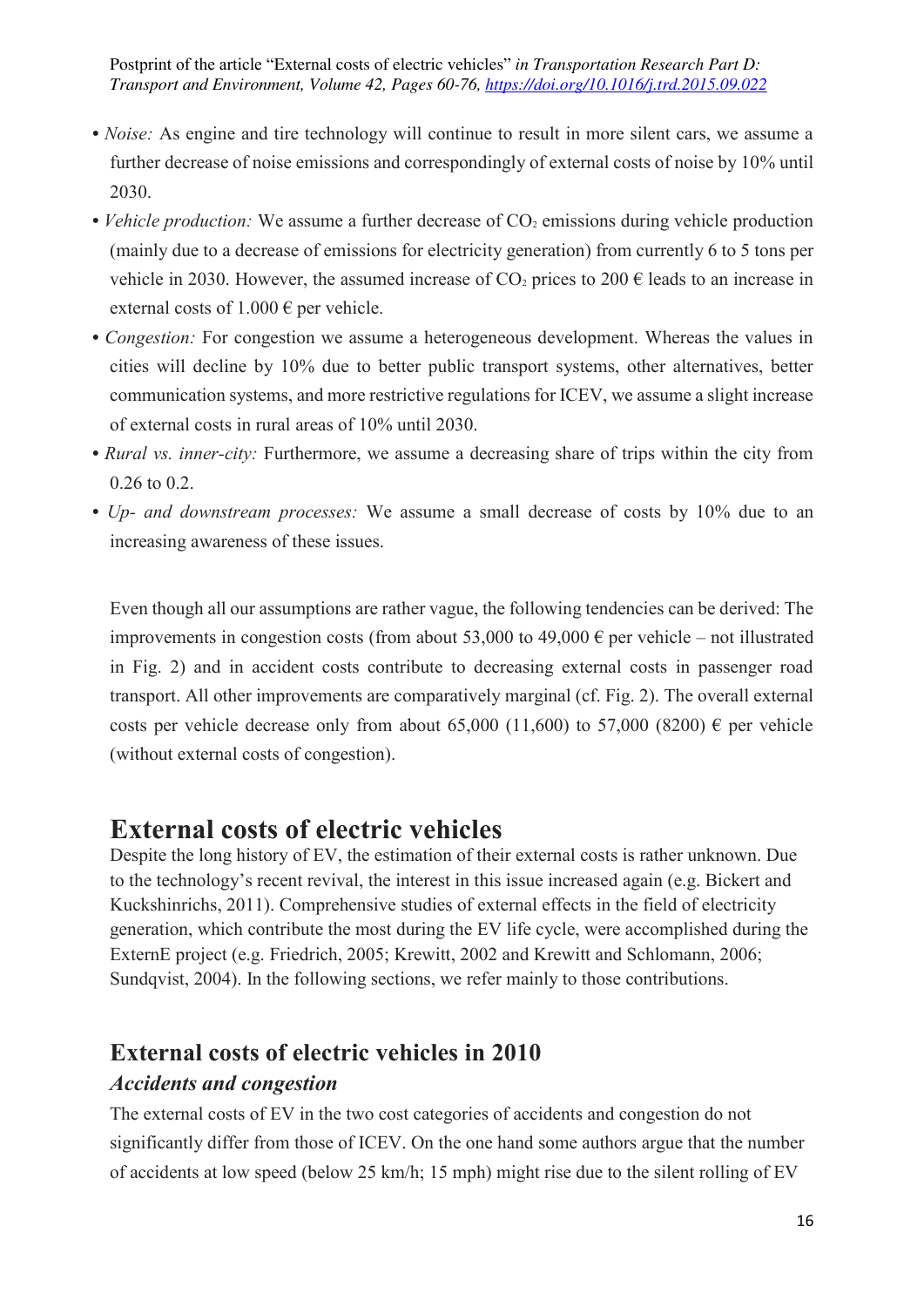- *Noise:* As engine and tire technology will continue to result in more silent cars, we assume a further decrease of noise emissions and correspondingly of external costs of noise by 10% until 2030.
- *Vehicle production:* We assume a further decrease of $CO_2$ emissions during vehicle production (mainly due to a decrease of emissions for electricity generation) from currently 6 to 5 tons per vehicle in 2030. However, the assumed increase of $CO_2$ prices to 200 € leads to an increase in external costs of 1.000 € per vehicle.
- *Congestion:* For congestion we assume a heterogeneous development. Whereas the values in cities will decline by 10% due to better public transport systems, other alternatives, better communication systems, and more restrictive regulations for ICEV, we assume a slight increase of external costs in rural areas of 10% until 2030.
- *Rural vs. inner-city:* Furthermore, we assume a decreasing share of trips within the city from 0.26 to 0.2.
- *Up- and downstream processes:* We assume a small decrease of costs by 10% due to an increasing awareness of these issues.

Even though all our assumptions are rather vague, the following tendencies can be derived: The improvements in congestion costs (from about 53,000 to 49,000 € per vehicle – not illustrated in Fig. 2) and in accident costs contribute to decreasing external costs in passenger road transport. All other improvements are comparatively marginal (cf. Fig. 2). The overall external costs per vehicle decrease only from about 65,000 (11,600) to 57,000 (8200) € per vehicle (without external costs of congestion).

# External costs of electric vehicles

Despite the long history of EV, the estimation of their external costs is rather unknown. Due to the technology's recent revival, the interest in this issue increased again (e.g. Bickert and Kuckshinrichs, 2011). Comprehensive studies of external effects in the field of electricity generation, which contribute the most during the EV life cycle, were accomplished during the ExternE project (e.g. Friedrich, 2005; Krewitt, 2002 and Krewitt and Schlomann, 2006; Sundqvist, 2004). In the following sections, we refer mainly to those contributions.

## External costs of electric vehicles in 2010

### *Accidents and congestion*

The external costs of EV in the two cost categories of accidents and congestion do not significantly differ from those of ICEV. On the one hand some authors argue that the number of accidents at low speed (below 25 km/h; 15 mph) might rise due to the silent rolling of EV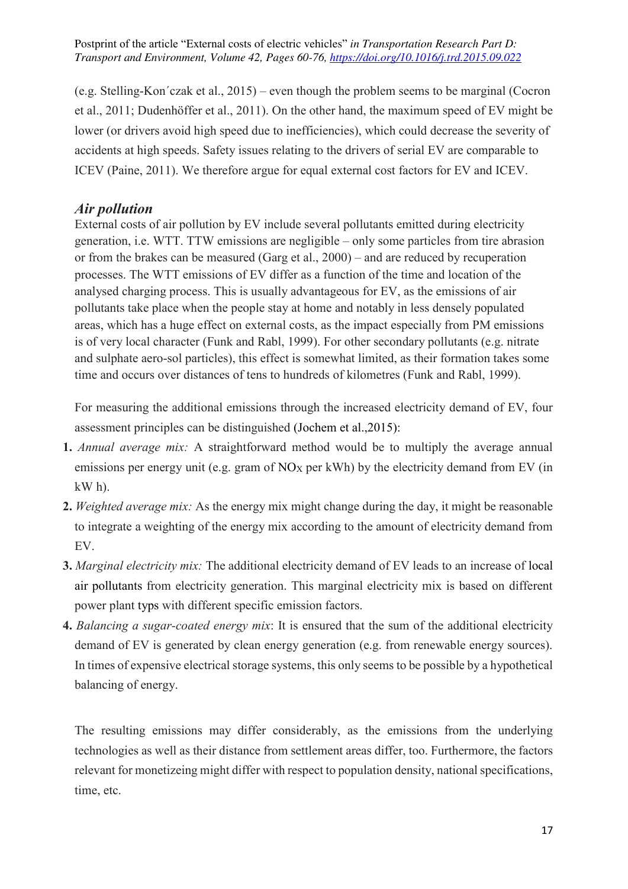(e.g. Stelling-Kon´czak et al., 2015) – even though the problem seems to be marginal (Cocron et al., 2011; Dudenhöffer et al., 2011). On the other hand, the maximum speed of EV might be lower (or drivers avoid high speed due to inefficiencies), which could decrease the severity of accidents at high speeds. Safety issues relating to the drivers of serial EV are comparable to ICEV (Paine, 2011). We therefore argue for equal external cost factors for EV and ICEV.

## *Air pollution*

External costs of air pollution by EV include several pollutants emitted during electricity generation, i.e. WTT. TTW emissions are negligible – only some particles from tire abrasion or from the brakes can be measured (Garg et al., 2000) – and are reduced by recuperation processes. The WTT emissions of EV differ as a function of the time and location of the analysed charging process. This is usually advantageous for EV, as the emissions of air pollutants take place when the people stay at home and notably in less densely populated areas, which has a huge effect on external costs, as the impact especially from PM emissions is of very local character (Funk and Rabl, 1999). For other secondary pollutants (e.g. nitrate and sulphate aero-sol particles), this effect is somewhat limited, as their formation takes some time and occurs over distances of tens to hundreds of kilometres (Funk and Rabl, 1999).

For measuring the additional emissions through the increased electricity demand of EV, four assessment principles can be distinguished (Jochem et al.,2015):

1. *Annual average mix:* A straightforward method would be to multiply the average annual emissions per energy unit (e.g. gram of $NO_X$ per kWh) by the electricity demand from EV (in kW h).
2. *Weighted average mix:* As the energy mix might change during the day, it might be reasonable to integrate a weighting of the energy mix according to the amount of electricity demand from EV.
3. *Marginal electricity mix:* The additional electricity demand of EV leads to an increase of local air pollutants from electricity generation. This marginal electricity mix is based on different power plant typs with different specific emission factors.
4. *Balancing a sugar-coated energy mix*: It is ensured that the sum of the additional electricity demand of EV is generated by clean energy generation (e.g. from renewable energy sources). In times of expensive electrical storage systems, this only seems to be possible by a hypothetical balancing of energy.

The resulting emissions may differ considerably, as the emissions from the underlying technologies as well as their distance from settlement areas differ, too. Furthermore, the factors relevant for monetizeing might differ with respect to population density, national specifications, time, etc.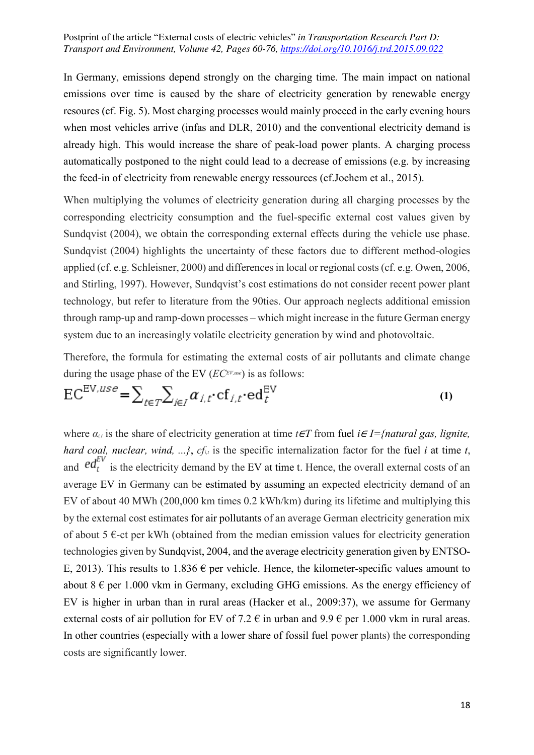In Germany, emissions depend strongly on the charging time. The main impact on national emissions over time is caused by the share of electricity generation by renewable energy resoures (cf. Fig. 5). Most charging processes would mainly proceed in the early evening hours when most vehicles arrive (infas and DLR, 2010) and the conventional electricity demand is already high. This would increase the share of peak-load power plants. A charging process automatically postponed to the night could lead to a decrease of emissions (e.g. by increasing the feed-in of electricity from renewable energy ressources (cf.Jochem et al., 2015).

When multiplying the volumes of electricity generation during all charging processes by the corresponding electricity consumption and the fuel-specific external cost values given by Sundqvist (2004), we obtain the corresponding external effects during the vehicle use phase. Sundqvist (2004) highlights the uncertainty of these factors due to different method-ologies applied (cf. e.g. Schleisner, 2000) and differences in local or regional costs (cf. e.g. Owen, 2006, and Stirling, 1997). However, Sundqvist's cost estimations do not consider recent power plant technology, but refer to literature from the 90ties. Our approach neglects additional emission through ramp-up and ramp-down processes – which might increase in the future German energy system due to an increasingly volatile electricity generation by wind and photovoltaic.

Therefore, the formula for estimating the external costs of air pollutants and climate change during the usage phase of the EV ($EC^{EV,use}$) is as follows:

$$EC^{EV,use} = \sum_{t \in T} \sum_{i \in I} \alpha_{i,t} \cdot cf_{i,t} \cdot ed_t^{EV} \qquad \textbf{(1)}$$

where $\alpha_{i,t}$ is the share of electricity generation at time $t \in T$ from fuel $i \in I = \{natural\ gas,\ lignite,\ hard\ coal,\ nuclear,\ wind,\ ...\}$, $cf_{i,t}$ is the specific internalization factor for the fuel $i$ at time $t$, and $ed_t^{EV}$ is the electricity demand by the EV at time t. Hence, the overall external costs of an average EV in Germany can be estimated by assuming an expected electricity demand of an EV of about 40 MWh (200,000 km times 0.2 kWh/km) during its lifetime and multiplying this by the external cost estimates for air pollutants of an average German electricity generation mix of about 5 €-ct per kWh (obtained from the median emission values for electricity generation technologies given by Sundqvist, 2004, and the average electricity generation given by ENTSO-E, 2013). This results to 1.836 € per vehicle. Hence, the kilometer-specific values amount to about 8 € per 1.000 vkm in Germany, excluding GHG emissions. As the energy efficiency of EV is higher in urban than in rural areas (Hacker et al., 2009:37), we assume for Germany external costs of air pollution for EV of 7.2 € in urban and 9.9 € per 1.000 vkm in rural areas. In other countries (especially with a lower share of fossil fuel power plants) the corresponding costs are significantly lower.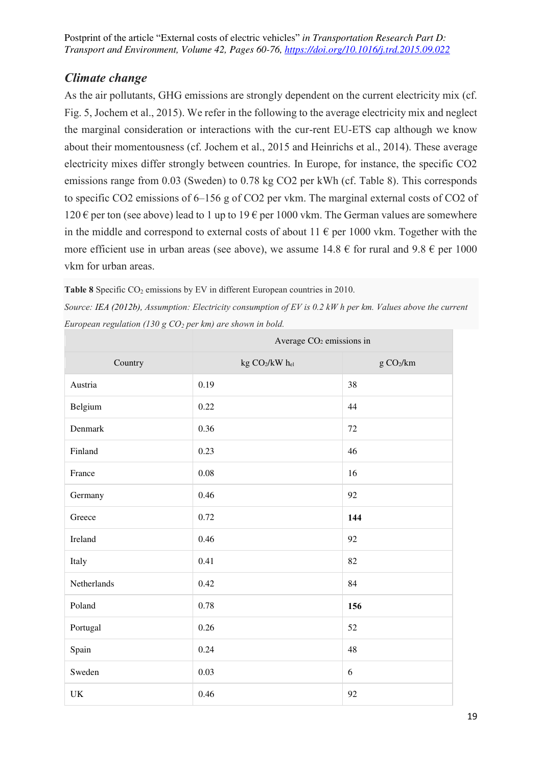## *Climate change*

As the air pollutants, GHG emissions are strongly dependent on the current electricity mix (cf. Fig. 5, Jochem et al., 2015). We refer in the following to the average electricity mix and neglect the marginal consideration or interactions with the cur-rent EU-ETS cap although we know about their momentousness (cf. Jochem et al., 2015 and Heinrichs et al., 2014). These average electricity mixes differ strongly between countries. In Europe, for instance, the specific CO2 emissions range from 0.03 (Sweden) to 0.78 kg CO2 per kWh (cf. Table 8). This corresponds to specific CO2 emissions of 6–156 g of CO2 per vkm. The marginal external costs of CO2 of 120 € per ton (see above) lead to 1 up to 19 € per 1000 vkm. The German values are somewhere in the middle and correspond to external costs of about 11 € per 1000 vkm. Together with the more efficient use in urban areas (see above), we assume 14.8 € for rural and 9.8 € per 1000 vkm for urban areas.

**Table 8** Specific $CO_2$ emissions by EV in different European countries in 2010.

*Source: IEA (2012b), Assumption: Electricity consumption of EV is 0.2 kW h per km. Values above the current European regulation (130 g $CO_2$ per km) are shown in bold.*

| | Average $CO_2$ emissions in | |
|---|---|---|
| Country | kg $CO_2$/kW $h_{el}$ | g $CO_2$/km |
| Austria | 0.19 | 38 |
| Belgium | 0.22 | 44 |
| Denmark | 0.36 | 72 |
| Finland | 0.23 | 46 |
| France | 0.08 | 16 |
| Germany | 0.46 | 92 |
| Greece | 0.72 | **144** |
| Ireland | 0.46 | 92 |
| Italy | 0.41 | 82 |
| Netherlands | 0.42 | 84 |
| Poland | 0.78 | **156** |
| Portugal | 0.26 | 52 |
| Spain | 0.24 | 48 |
| Sweden | 0.03 | 6 |
| UK | 0.46 | 92 |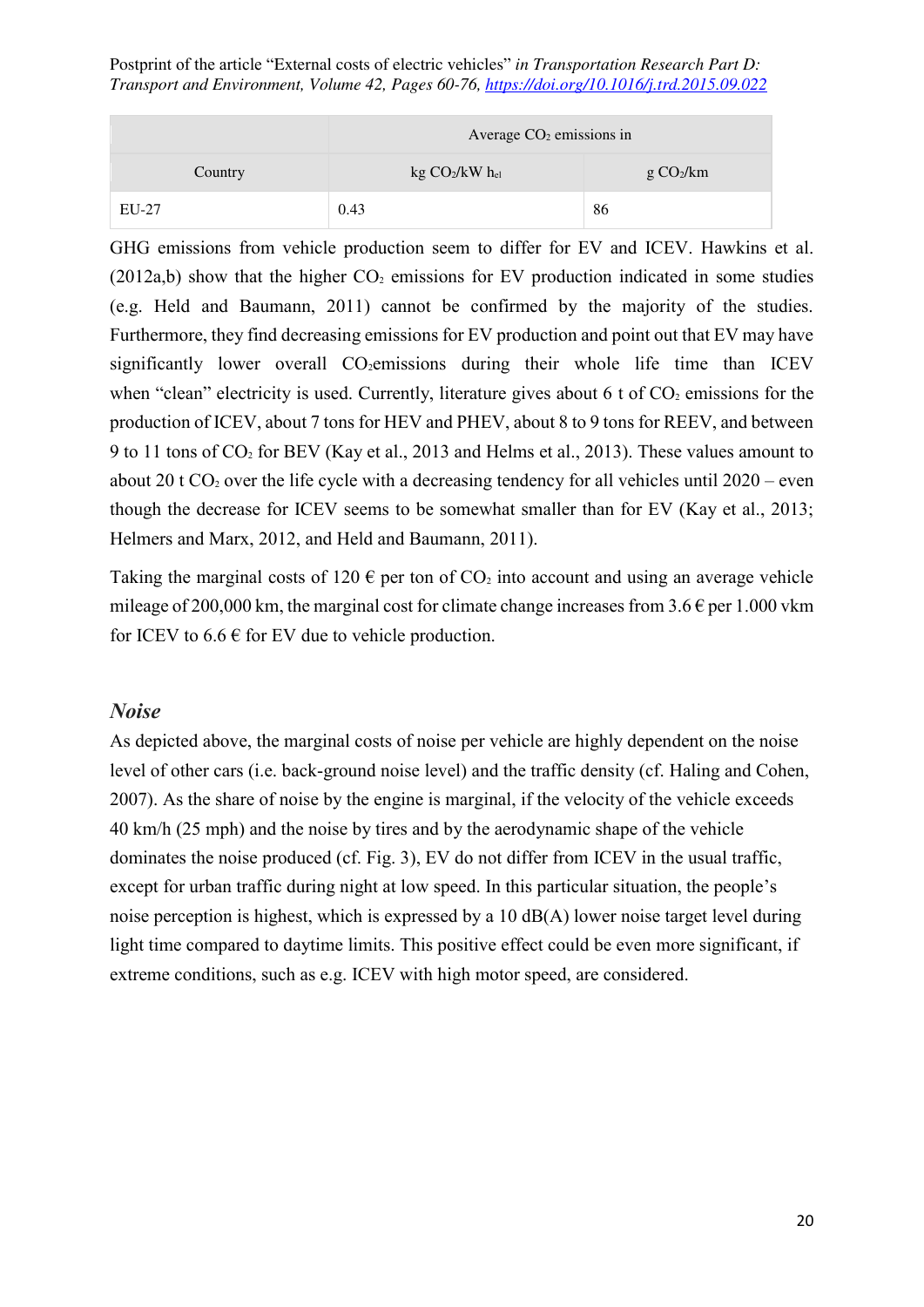| | Average $CO_2$ emissions in | |
|---|---|---|
| Country | kg $CO_2$/kW $h_{el}$ | g $CO_2$/km |
| EU-27 | 0.43 | 86 |

GHG emissions from vehicle production seem to differ for EV and ICEV. Hawkins et al. (2012a,b) show that the higher $CO_2$ emissions for EV production indicated in some studies (e.g. Held and Baumann, 2011) cannot be confirmed by the majority of the studies. Furthermore, they find decreasing emissions for EV production and point out that EV may have significantly lower overall $CO_2$emissions during their whole life time than ICEV when "clean" electricity is used. Currently, literature gives about 6 t of $CO_2$ emissions for the production of ICEV, about 7 tons for HEV and PHEV, about 8 to 9 tons for REEV, and between 9 to 11 tons of $CO_2$ for BEV (Kay et al., 2013 and Helms et al., 2013). These values amount to about 20 t $CO_2$ over the life cycle with a decreasing tendency for all vehicles until 2020 – even though the decrease for ICEV seems to be somewhat smaller than for EV (Kay et al., 2013; Helmers and Marx, 2012, and Held and Baumann, 2011).

Taking the marginal costs of 120 € per ton of $CO_2$ into account and using an average vehicle mileage of 200,000 km, the marginal cost for climate change increases from 3.6 € per 1.000 vkm for ICEV to 6.6 € for EV due to vehicle production.

### *Noise*

As depicted above, the marginal costs of noise per vehicle are highly dependent on the noise level of other cars (i.e. back-ground noise level) and the traffic density (cf. Haling and Cohen, 2007). As the share of noise by the engine is marginal, if the velocity of the vehicle exceeds 40 km/h (25 mph) and the noise by tires and by the aerodynamic shape of the vehicle dominates the noise produced (cf. Fig. 3), EV do not differ from ICEV in the usual traffic, except for urban traffic during night at low speed. In this particular situation, the people's noise perception is highest, which is expressed by a 10 dB(A) lower noise target level during light time compared to daytime limits. This positive effect could be even more significant, if extreme conditions, such as e.g. ICEV with high motor speed, are considered.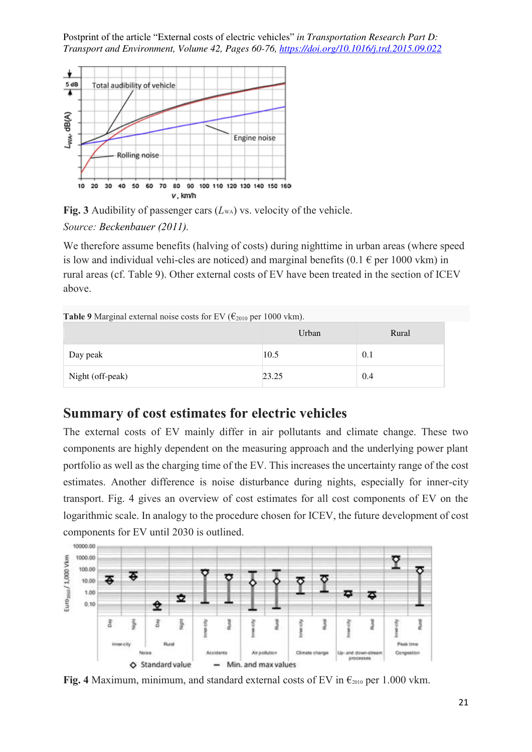5 dB

Total audibility of vehicle

$L_{WA}$, dB(A)

Engine noise

Rolling noise

10 20 30 40 50 60 70 80 90 100 110 120 130 140 150 160

v, km/h

**Fig. 3** Audibility of passenger cars ($L_{WA}$) vs. velocity of the vehicle.

*Source: Beckenbauer (2011).*

We therefore assume benefits (halving of costs) during nighttime in urban areas (where speed is low and individual vehi-cles are noticed) and marginal benefits (0.1 € per 1000 vkm) in rural areas (cf. Table 9). Other external costs of EV have been treated in the section of ICEV above.

**Table 9** Marginal external noise costs for EV (€$_{2010}$ per 1000 vkm).

| | Urban | Rural |
|---|---|---|
| Day peak | 10.5 | 0.1 |
| Night (off-peak) | 23.25 | 0.4 |

## Summary of cost estimates for electric vehicles

The external costs of EV mainly differ in air pollutants and climate change. These two components are highly dependent on the measuring approach and the underlying power plant portfolio as well as the charging time of the EV. This increases the uncertainty range of the cost estimates. Another difference is noise disturbance during nights, especially for inner-city transport. Fig. 4 gives an overview of cost estimates for all cost components of EV on the logarithmic scale. In analogy to the procedure chosen for ICEV, the future development of cost components for EV until 2030 is outlined.

Euro$_{2010}$ / 1,000 Vkm

10000.00
1000.00
100.00
10.00
1.00
0.10

Day Night Day Night

Inner-city Rural

Noise

Inner-city Rural

Accidents

Inner-city Rural

Air pollution

Inner-city Rural

Climate change

Inner-city Rural

Up- and down-stream processes

Inner-city Rural

Peak time

Congestion

Standard value — Min. and max values

**Fig. 4** Maximum, minimum, and standard external costs of EV in €$_{2010}$ per 1.000 vkm.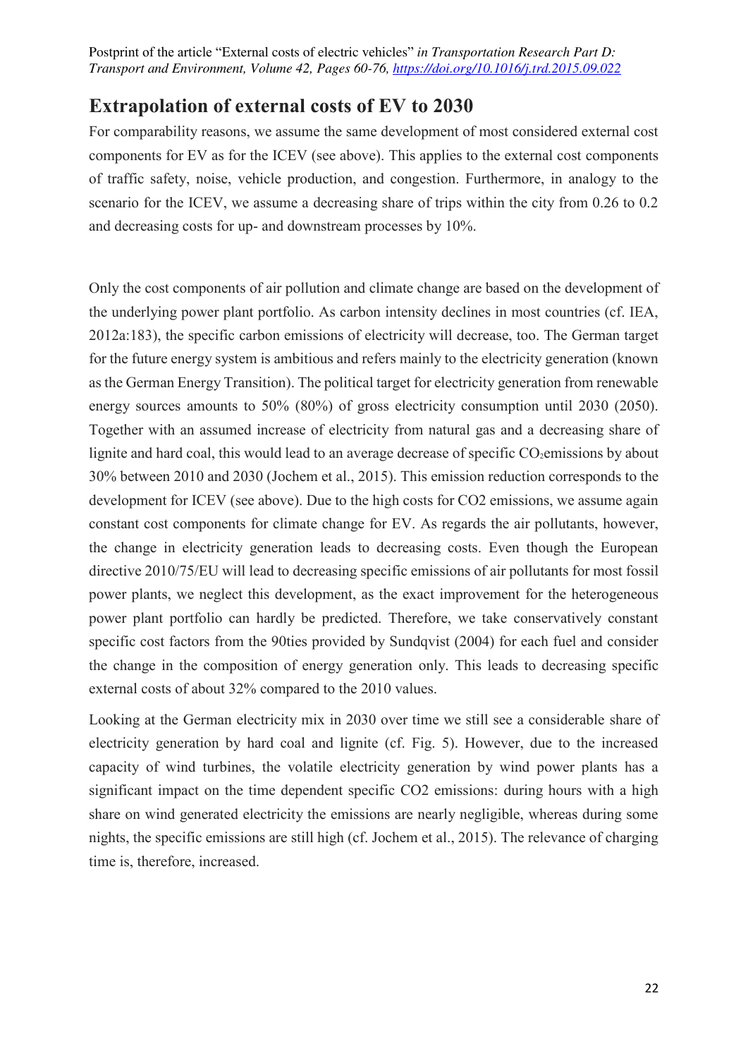## Extrapolation of external costs of EV to 2030

For comparability reasons, we assume the same development of most considered external cost components for EV as for the ICEV (see above). This applies to the external cost components of traffic safety, noise, vehicle production, and congestion. Furthermore, in analogy to the scenario for the ICEV, we assume a decreasing share of trips within the city from 0.26 to 0.2 and decreasing costs for up- and downstream processes by 10%.

Only the cost components of air pollution and climate change are based on the development of the underlying power plant portfolio. As carbon intensity declines in most countries (cf. IEA, 2012a:183), the specific carbon emissions of electricity will decrease, too. The German target for the future energy system is ambitious and refers mainly to the electricity generation (known as the German Energy Transition). The political target for electricity generation from renewable energy sources amounts to 50% (80%) of gross electricity consumption until 2030 (2050). Together with an assumed increase of electricity from natural gas and a decreasing share of lignite and hard coal, this would lead to an average decrease of specific $CO_2$emissions by about 30% between 2010 and 2030 (Jochem et al., 2015). This emission reduction corresponds to the development for ICEV (see above). Due to the high costs for CO2 emissions, we assume again constant cost components for climate change for EV. As regards the air pollutants, however, the change in electricity generation leads to decreasing costs. Even though the European directive 2010/75/EU will lead to decreasing specific emissions of air pollutants for most fossil power plants, we neglect this development, as the exact improvement for the heterogeneous power plant portfolio can hardly be predicted. Therefore, we take conservatively constant specific cost factors from the 90ties provided by Sundqvist (2004) for each fuel and consider the change in the composition of energy generation only. This leads to decreasing specific external costs of about 32% compared to the 2010 values.

Looking at the German electricity mix in 2030 over time we still see a considerable share of electricity generation by hard coal and lignite (cf. Fig. 5). However, due to the increased capacity of wind turbines, the volatile electricity generation by wind power plants has a significant impact on the time dependent specific CO2 emissions: during hours with a high share on wind generated electricity the emissions are nearly negligible, whereas during some nights, the specific emissions are still high (cf. Jochem et al., 2015). The relevance of charging time is, therefore, increased.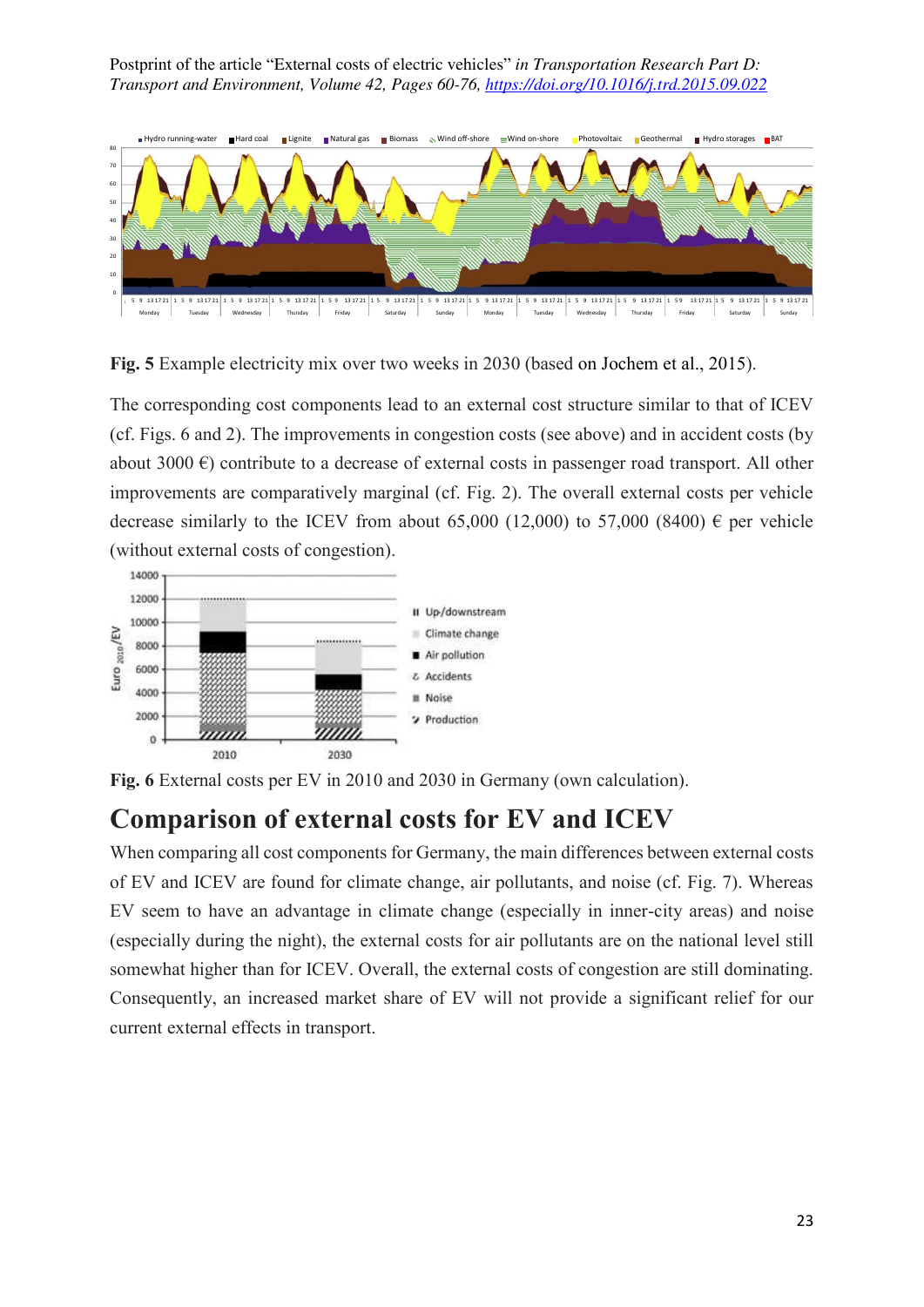Hydro running-water Hard coal Lignite Natural gas Biomass Wind off-shore Wind on-shore Photovoltaic Geothermal Hydro storages BAT

80
70
60
50
40
30
20
10
0

1 5 9 13 17 21

Monday Tuesday Wednesday Thursday Friday Saturday Sunday Monday Tuesday Wednesday Thursday Friday Saturday Sunday

**Fig. 5** Example electricity mix over two weeks in 2030 (based on Jochem et al., 2015).

The corresponding cost components lead to an external cost structure similar to that of ICEV (cf. Figs. 6 and 2). The improvements in congestion costs (see above) and in accident costs (by about 3000 €) contribute to a decrease of external costs in passenger road transport. All other improvements are comparatively marginal (cf. Fig. 2). The overall external costs per vehicle decrease similarly to the ICEV from about 65,000 (12,000) to 57,000 (8400) € per vehicle (without external costs of congestion).

14000
12000
10000
8000
6000
4000
2000
0

Euro 2010/EV

2010
2030

Up/downstream
Climate change
Air pollution
Accidents
Noise
Production

**Fig. 6** External costs per EV in 2010 and 2030 in Germany (own calculation).

# Comparison of external costs for EV and ICEV

When comparing all cost components for Germany, the main differences between external costs of EV and ICEV are found for climate change, air pollutants, and noise (cf. Fig. 7). Whereas EV seem to have an advantage in climate change (especially in inner-city areas) and noise (especially during the night), the external costs for air pollutants are on the national level still somewhat higher than for ICEV. Overall, the external costs of congestion are still dominating. Consequently, an increased market share of EV will not provide a significant relief for our current external effects in transport.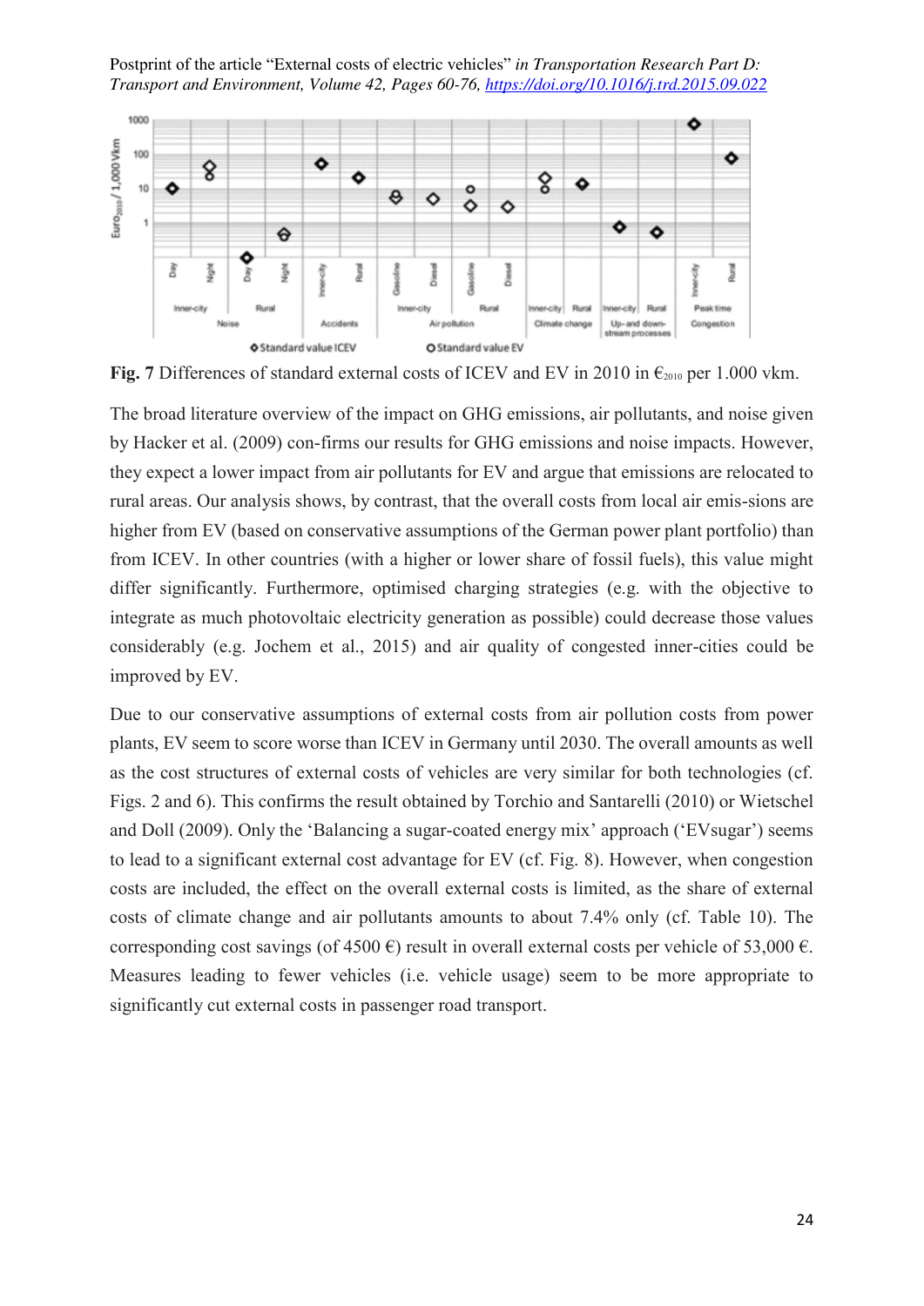1000

100

10

1

Euro2010 / 1,000 Vkm

Day Night Day Night

Inner-city Rural

Noise

Inner-city Rural

Accidents

Gasoline Diesel Gasoline Diesel

Inner-city Rural

Air pollution

Inner-city Rural

Climate change

Inner-city Rural

Up- and down-stream processes

Inner-city Rural

Peak time

Congestion

◇Standard value ICEV ○Standard value EV

**Fig. 7** Differences of standard external costs of ICEV and EV in 2010 in $€_{2010}$ per 1.000 vkm.

The broad literature overview of the impact on GHG emissions, air pollutants, and noise given by Hacker et al. (2009) con-firms our results for GHG emissions and noise impacts. However, they expect a lower impact from air pollutants for EV and argue that emissions are relocated to rural areas. Our analysis shows, by contrast, that the overall costs from local air emis-sions are higher from EV (based on conservative assumptions of the German power plant portfolio) than from ICEV. In other countries (with a higher or lower share of fossil fuels), this value might differ significantly. Furthermore, optimised charging strategies (e.g. with the objective to integrate as much photovoltaic electricity generation as possible) could decrease those values considerably (e.g. Jochem et al., 2015) and air quality of congested inner-cities could be improved by EV.

Due to our conservative assumptions of external costs from air pollution costs from power plants, EV seem to score worse than ICEV in Germany until 2030. The overall amounts as well as the cost structures of external costs of vehicles are very similar for both technologies (cf. Figs. 2 and 6). This confirms the result obtained by Torchio and Santarelli (2010) or Wietschel and Doll (2009). Only the 'Balancing a sugar-coated energy mix' approach ('EVsugar') seems to lead to a significant external cost advantage for EV (cf. Fig. 8). However, when congestion costs are included, the effect on the overall external costs is limited, as the share of external costs of climate change and air pollutants amounts to about 7.4% only (cf. Table 10). The corresponding cost savings (of 4500 €) result in overall external costs per vehicle of 53,000 €. Measures leading to fewer vehicles (i.e. vehicle usage) seem to be more appropriate to significantly cut external costs in passenger road transport.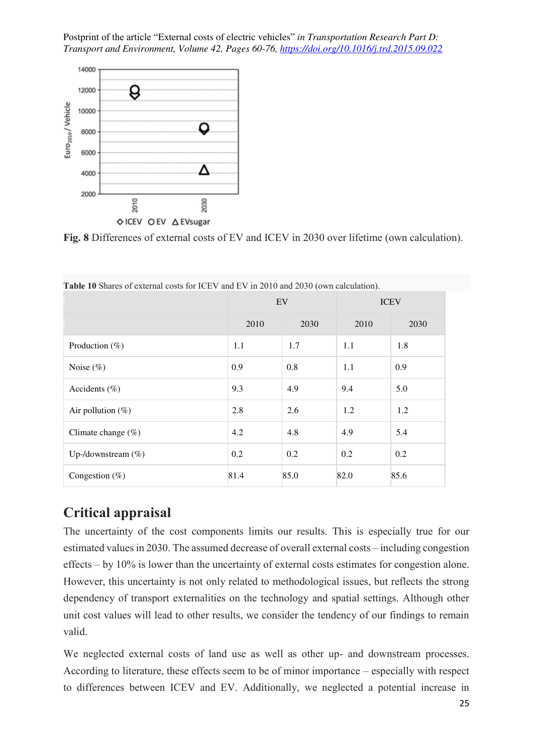14000
12000
10000
8000
6000
4000
2000

$Euro_{2010}$ / Vehicle

2010
2030

◇ICEV ○EV △EVsugar

**Fig. 8** Differences of external costs of EV and ICEV in 2030 over lifetime (own calculation).

**Table 10** Shares of external costs for ICEV and EV in 2010 and 2030 (own calculation).

| | EV | | ICEV | |
|---|---|---|---|---|
| | 2010 | 2030 | 2010 | 2030 |
| Production (%) | 1.1 | 1.7 | 1.1 | 1.8 |
| Noise (%) | 0.9 | 0.8 | 1.1 | 0.9 |
| Accidents (%) | 9.3 | 4.9 | 9.4 | 5.0 |
| Air pollution (%) | 2.8 | 2.6 | 1.2 | 1.2 |
| Climate change (%) | 4.2 | 4.8 | 4.9 | 5.4 |
| Up-/downstream (%) | 0.2 | 0.2 | 0.2 | 0.2 |
| Congestion (%) | 81.4 | 85.0 | 82.0 | 85.6 |

## Critical appraisal

The uncertainty of the cost components limits our results. This is especially true for our estimated values in 2030. The assumed decrease of overall external costs – including congestion effects – by 10% is lower than the uncertainty of external costs estimates for congestion alone. However, this uncertainty is not only related to methodological issues, but reflects the strong dependency of transport externalities on the technology and spatial settings. Although other unit cost values will lead to other results, we consider the tendency of our findings to remain valid.

We neglected external costs of land use as well as other up- and downstream processes. According to literature, these effects seem to be of minor importance – especially with respect to differences between ICEV and EV. Additionally, we neglected a potential increase in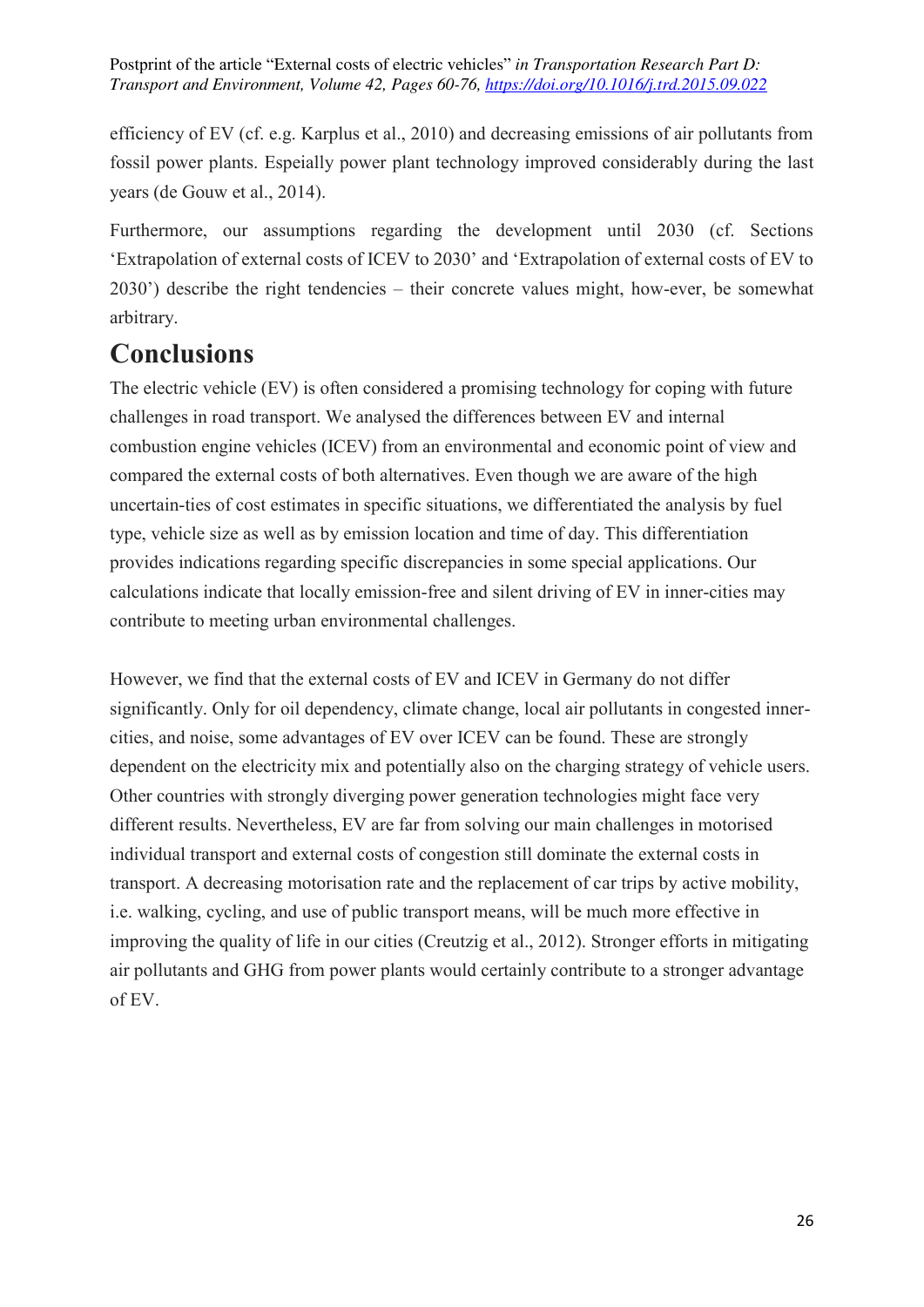efficiency of EV (cf. e.g. Karplus et al., 2010) and decreasing emissions of air pollutants from fossil power plants. Espeially power plant technology improved considerably during the last years (de Gouw et al., 2014).

Furthermore, our assumptions regarding the development until 2030 (cf. Sections 'Extrapolation of external costs of ICEV to 2030' and 'Extrapolation of external costs of EV to 2030') describe the right tendencies – their concrete values might, how-ever, be somewhat arbitrary.

# Conclusions

The electric vehicle (EV) is often considered a promising technology for coping with future challenges in road transport. We analysed the differences between EV and internal combustion engine vehicles (ICEV) from an environmental and economic point of view and compared the external costs of both alternatives. Even though we are aware of the high uncertain-ties of cost estimates in specific situations, we differentiated the analysis by fuel type, vehicle size as well as by emission location and time of day. This differentiation provides indications regarding specific discrepancies in some special applications. Our calculations indicate that locally emission-free and silent driving of EV in inner-cities may contribute to meeting urban environmental challenges.

However, we find that the external costs of EV and ICEV in Germany do not differ significantly. Only for oil dependency, climate change, local air pollutants in congested inner-cities, and noise, some advantages of EV over ICEV can be found. These are strongly dependent on the electricity mix and potentially also on the charging strategy of vehicle users. Other countries with strongly diverging power generation technologies might face very different results. Nevertheless, EV are far from solving our main challenges in motorised individual transport and external costs of congestion still dominate the external costs in transport. A decreasing motorisation rate and the replacement of car trips by active mobility, i.e. walking, cycling, and use of public transport means, will be much more effective in improving the quality of life in our cities (Creutzig et al., 2012). Stronger efforts in mitigating air pollutants and GHG from power plants would certainly contribute to a stronger advantage of EV.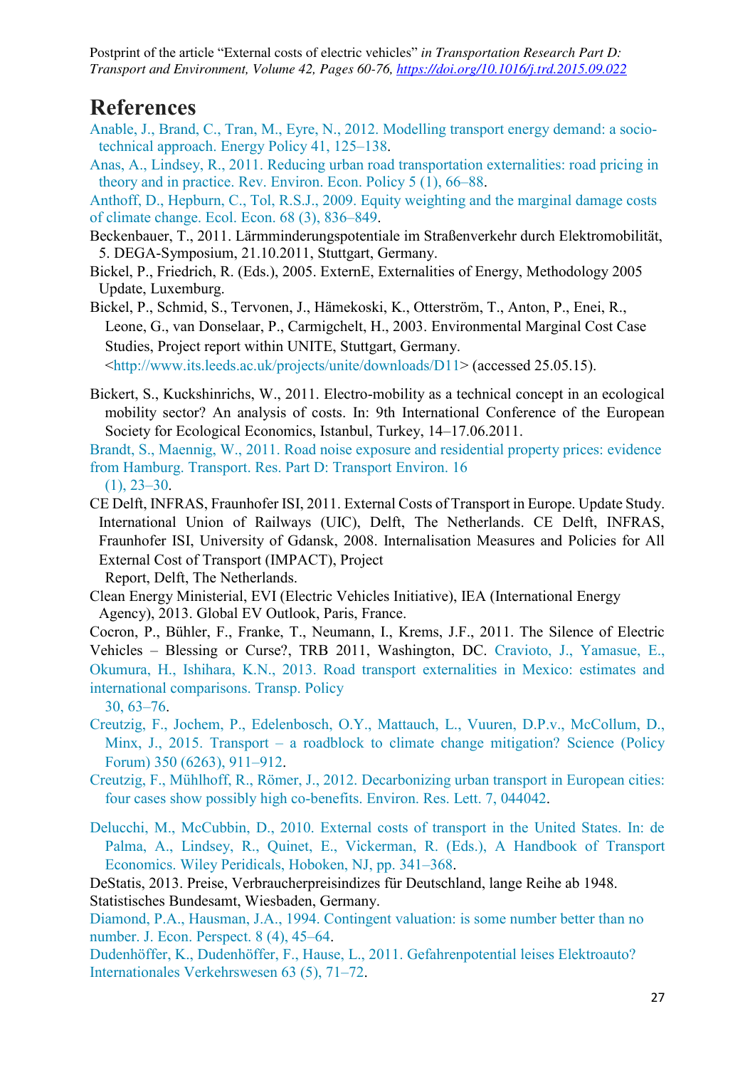# References

Anable, J., Brand, C., Tran, M., Eyre, N., 2012. Modelling transport energy demand: a socio-technical approach. Energy Policy 41, 125–138.

Anas, A., Lindsey, R., 2011. Reducing urban road transportation externalities: road pricing in theory and in practice. Rev. Environ. Econ. Policy 5 (1), 66–88.

Anthoff, D., Hepburn, C., Tol, R.S.J., 2009. Equity weighting and the marginal damage costs of climate change. Ecol. Econ. 68 (3), 836–849.

Beckenbauer, T., 2011. Lärmminderungspotentiale im Straßenverkehr durch Elektromobilität, 5. DEGA-Symposium, 21.10.2011, Stuttgart, Germany.

Bickel, P., Friedrich, R. (Eds.), 2005. ExternE, Externalities of Energy, Methodology 2005 Update, Luxemburg.

Bickel, P., Schmid, S., Tervonen, J., Hämekoski, K., Otterström, T., Anton, P., Enei, R., Leone, G., van Donselaar, P., Carmigchelt, H., 2003. Environmental Marginal Cost Case Studies, Project report within UNITE, Stuttgart, Germany. <http://www.its.leeds.ac.uk/projects/unite/downloads/D11> (accessed 25.05.15).

Bickert, S., Kuckshinrichs, W., 2011. Electro-mobility as a technical concept in an ecological mobility sector? An analysis of costs. In: 9th International Conference of the European Society for Ecological Economics, Istanbul, Turkey, 14–17.06.2011.

Brandt, S., Maennig, W., 2011. Road noise exposure and residential property prices: evidence from Hamburg. Transport. Res. Part D: Transport Environ. 16 (1), 23–30.

CE Delft, INFRAS, Fraunhofer ISI, 2011. External Costs of Transport in Europe. Update Study. International Union of Railways (UIC), Delft, The Netherlands. CE Delft, INFRAS, Fraunhofer ISI, University of Gdansk, 2008. Internalisation Measures and Policies for All External Cost of Transport (IMPACT), Project Report, Delft, The Netherlands.

Clean Energy Ministerial, EVI (Electric Vehicles Initiative), IEA (International Energy Agency), 2013. Global EV Outlook, Paris, France.

Cocron, P., Bühler, F., Franke, T., Neumann, I., Krems, J.F., 2011. The Silence of Electric Vehicles – Blessing or Curse?, TRB 2011, Washington, DC.

Cravioto, J., Yamasue, E., Okumura, H., Ishihara, K.N., 2013. Road transport externalities in Mexico: estimates and international comparisons. Transp. Policy 30, 63–76.

Creutzig, F., Jochem, P., Edelenbosch, O.Y., Mattauch, L., Vuuren, D.P.v., McCollum, D., Minx, J., 2015. Transport – a roadblock to climate change mitigation? Science (Policy Forum) 350 (6263), 911–912.

Creutzig, F., Mühlhoff, R., Römer, J., 2012. Decarbonizing urban transport in European cities: four cases show possibly high co-benefits. Environ. Res. Lett. 7, 044042.

Delucchi, M., McCubbin, D., 2010. External costs of transport in the United States. In: de Palma, A., Lindsey, R., Quinet, E., Vickerman, R. (Eds.), A Handbook of Transport Economics. Wiley Peridicals, Hoboken, NJ, pp. 341–368.

DeStatis, 2013. Preise, Verbraucherpreisindizes für Deutschland, lange Reihe ab 1948. Statistisches Bundesamt, Wiesbaden, Germany.

Diamond, P.A., Hausman, J.A., 1994. Contingent valuation: is some number better than no number. J. Econ. Perspect. 8 (4), 45–64.

Dudenhöffer, K., Dudenhöffer, F., Hause, L., 2011. Gefahrenpotential leises Elektroauto? Internationales Verkehrswesen 63 (5), 71–72.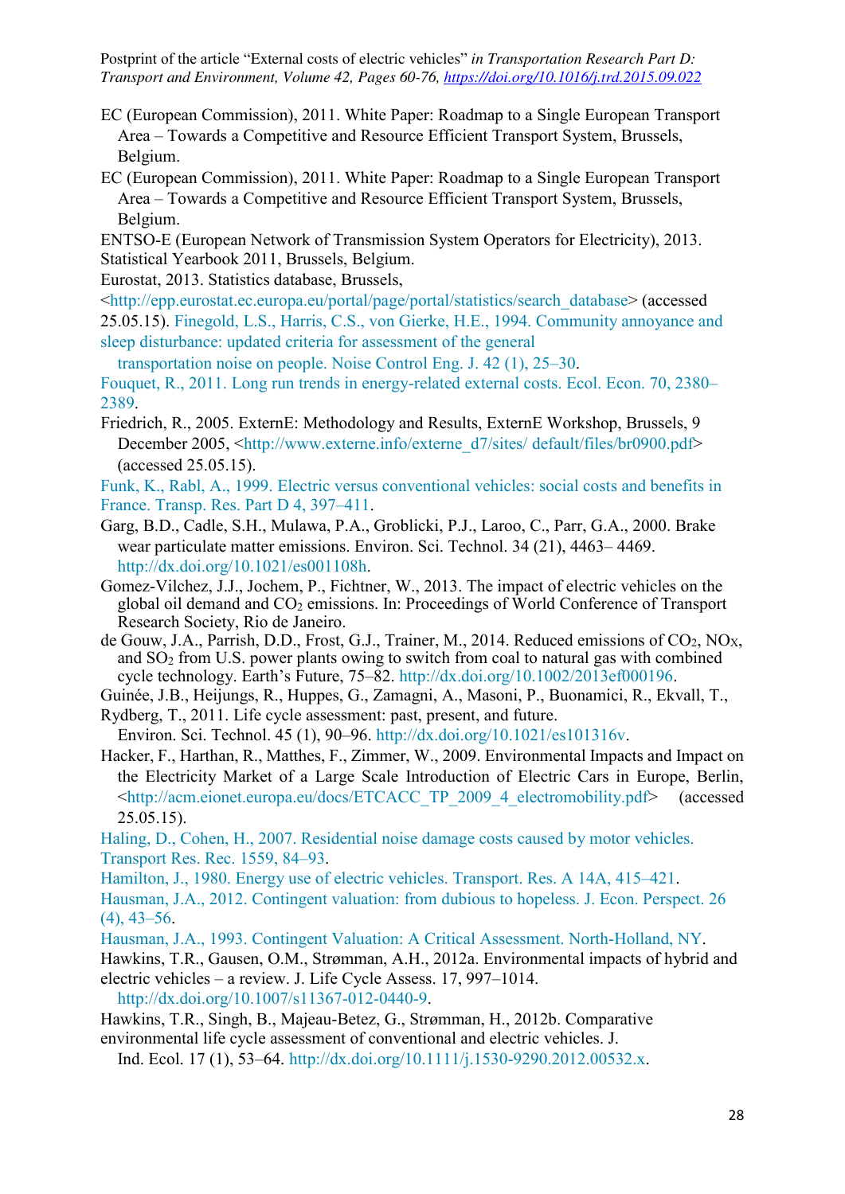EC (European Commission), 2011. White Paper: Roadmap to a Single European Transport Area – Towards a Competitive and Resource Efficient Transport System, Brussels, Belgium.

EC (European Commission), 2011. White Paper: Roadmap to a Single European Transport Area – Towards a Competitive and Resource Efficient Transport System, Brussels, Belgium.

ENTSO-E (European Network of Transmission System Operators for Electricity), 2013. Statistical Yearbook 2011, Brussels, Belgium.

Eurostat, 2013. Statistics database, Brussels, <http://epp.eurostat.ec.europa.eu/portal/page/portal/statistics/search_database> (accessed 25.05.15). Finegold, L.S., Harris, C.S., von Gierke, H.E., 1994. Community annoyance and sleep disturbance: updated criteria for assessment of the general transportation noise on people. Noise Control Eng. J. 42 (1), 25–30.

Fouquet, R., 2011. Long run trends in energy-related external costs. Ecol. Econ. 70, 2380–2389.

Friedrich, R., 2005. ExternE: Methodology and Results, ExternE Workshop, Brussels, 9 December 2005, <http://www.externe.info/externe_d7/sites/ default/files/br0900.pdf> (accessed 25.05.15).

Funk, K., Rabl, A., 1999. Electric versus conventional vehicles: social costs and benefits in France. Transp. Res. Part D 4, 397–411.

Garg, B.D., Cadle, S.H., Mulawa, P.A., Groblicki, P.J., Laroo, C., Parr, G.A., 2000. Brake wear particulate matter emissions. Environ. Sci. Technol. 34 (21), 4463– 4469. http://dx.doi.org/10.1021/es001108h.

Gomez-Vilchez, J.J., Jochem, P., Fichtner, W., 2013. The impact of electric vehicles on the global oil demand and $CO_2$ emissions. In: Proceedings of World Conference of Transport Research Society, Rio de Janeiro.

de Gouw, J.A., Parrish, D.D., Frost, G.J., Trainer, M., 2014. Reduced emissions of $CO_2$, $NO_X$, and $SO_2$ from U.S. power plants owing to switch from coal to natural gas with combined cycle technology. Earth's Future, 75–82. http://dx.doi.org/10.1002/2013ef000196.

Guinée, J.B., Heijungs, R., Huppes, G., Zamagni, A., Masoni, P., Buonamici, R., Ekvall, T., Rydberg, T., 2011. Life cycle assessment: past, present, and future. Environ. Sci. Technol. 45 (1), 90–96. http://dx.doi.org/10.1021/es101316v.

Hacker, F., Harthan, R., Matthes, F., Zimmer, W., 2009. Environmental Impacts and Impact on the Electricity Market of a Large Scale Introduction of Electric Cars in Europe, Berlin, <http://acm.eionet.europa.eu/docs/ETCACC_TP_2009_4_electromobility.pdf> (accessed 25.05.15).

Haling, D., Cohen, H., 2007. Residential noise damage costs caused by motor vehicles. Transport Res. Rec. 1559, 84–93.

Hamilton, J., 1980. Energy use of electric vehicles. Transport. Res. A 14A, 415–421.

Hausman, J.A., 2012. Contingent valuation: from dubious to hopeless. J. Econ. Perspect. 26 (4), 43–56.

Hausman, J.A., 1993. Contingent Valuation: A Critical Assessment. North-Holland, NY.

Hawkins, T.R., Gausen, O.M., Strømman, A.H., 2012a. Environmental impacts of hybrid and electric vehicles – a review. J. Life Cycle Assess. 17, 997–1014. http://dx.doi.org/10.1007/s11367-012-0440-9.

Hawkins, T.R., Singh, B., Majeau-Betez, G., Strømman, H., 2012b. Comparative environmental life cycle assessment of conventional and electric vehicles. J. Ind. Ecol. 17 (1), 53–64. http://dx.doi.org/10.1111/j.1530-9290.2012.00532.x.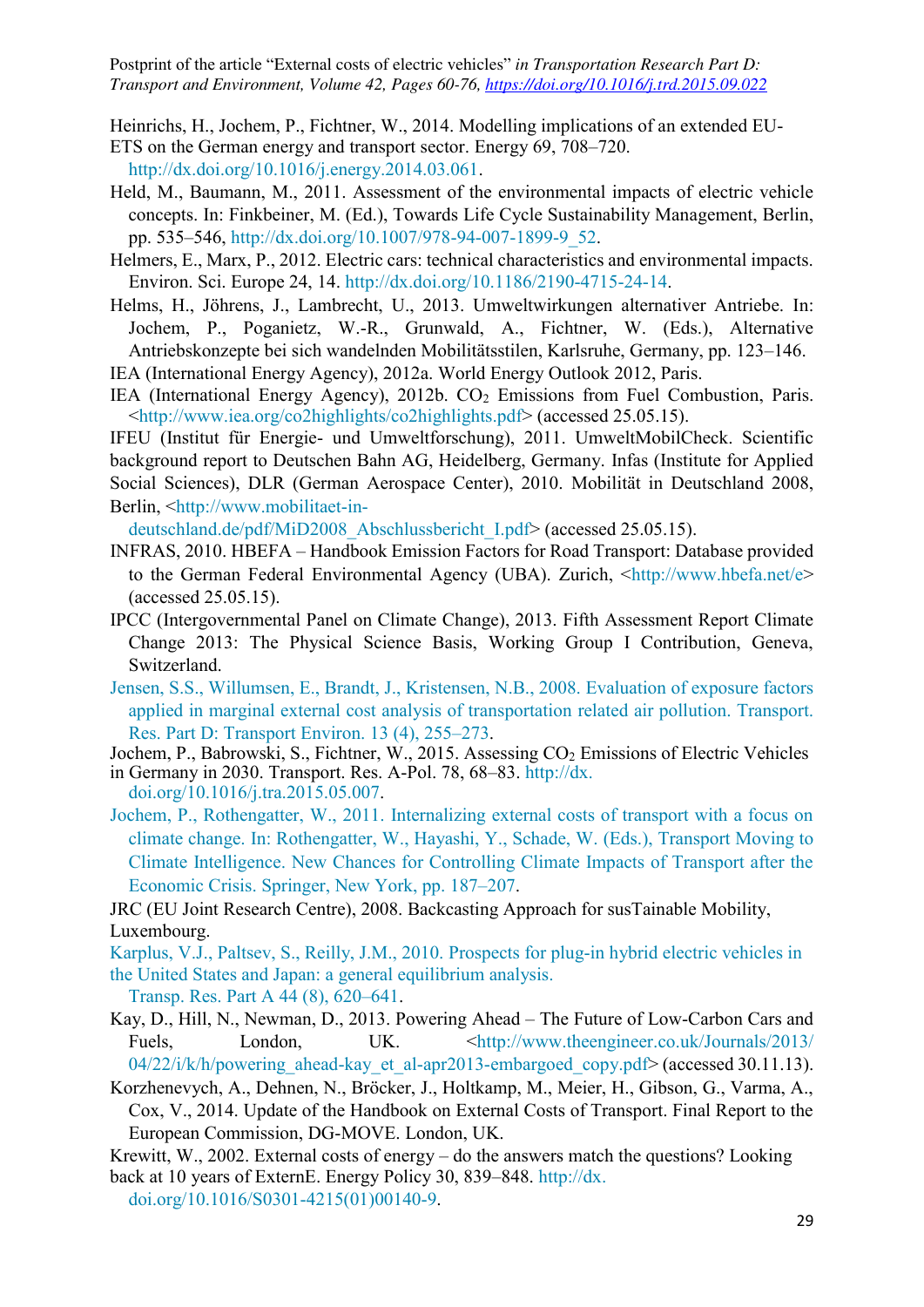Heinrichs, H., Jochem, P., Fichtner, W., 2014. Modelling implications of an extended EU-ETS on the German energy and transport sector. Energy 69, 708–720. http://dx.doi.org/10.1016/j.energy.2014.03.061.

Held, M., Baumann, M., 2011. Assessment of the environmental impacts of electric vehicle concepts. In: Finkbeiner, M. (Ed.), Towards Life Cycle Sustainability Management, Berlin, pp. 535–546, http://dx.doi.org/10.1007/978-94-007-1899-9_52.

Helmers, E., Marx, P., 2012. Electric cars: technical characteristics and environmental impacts. Environ. Sci. Europe 24, 14. http://dx.doi.org/10.1186/2190-4715-24-14.

Helms, H., Jöhrens, J., Lambrecht, U., 2013. Umweltwirkungen alternativer Antriebe. In: Jochem, P., Poganietz, W.-R., Grunwald, A., Fichtner, W. (Eds.), Alternative Antriebskonzepte bei sich wandelnden Mobilitätsstilen, Karlsruhe, Germany, pp. 123–146.

IEA (International Energy Agency), 2012a. World Energy Outlook 2012, Paris.

IEA (International Energy Agency), 2012b. $CO_2$ Emissions from Fuel Combustion, Paris. <http://www.iea.org/co2highlights/co2highlights.pdf> (accessed 25.05.15).

IFEU (Institut für Energie- und Umweltforschung), 2011. UmweltMobilCheck. Scientific background report to Deutschen Bahn AG, Heidelberg, Germany. Infas (Institute for Applied Social Sciences), DLR (German Aerospace Center), 2010. Mobilität in Deutschland 2008, Berlin, <http://www.mobilitaet-in-deutschland.de/pdf/MiD2008_Abschlussbericht_I.pdf> (accessed 25.05.15).

INFRAS, 2010. HBEFA – Handbook Emission Factors for Road Transport: Database provided to the German Federal Environmental Agency (UBA). Zurich, <http://www.hbefa.net/e> (accessed 25.05.15).

IPCC (Intergovernmental Panel on Climate Change), 2013. Fifth Assessment Report Climate Change 2013: The Physical Science Basis, Working Group I Contribution, Geneva, Switzerland.

Jensen, S.S., Willumsen, E., Brandt, J., Kristensen, N.B., 2008. Evaluation of exposure factors applied in marginal external cost analysis of transportation related air pollution. Transport. Res. Part D: Transport Environ. 13 (4), 255–273.

Jochem, P., Babrowski, S., Fichtner, W., 2015. Assessing $CO_2$ Emissions of Electric Vehicles in Germany in 2030. Transport. Res. A-Pol. 78, 68–83. http://dx.doi.org/10.1016/j.tra.2015.05.007.

Jochem, P., Rothengatter, W., 2011. Internalizing external costs of transport with a focus on climate change. In: Rothengatter, W., Hayashi, Y., Schade, W. (Eds.), Transport Moving to Climate Intelligence. New Chances for Controlling Climate Impacts of Transport after the Economic Crisis. Springer, New York, pp. 187–207.

JRC (EU Joint Research Centre), 2008. Backcasting Approach for susTainable Mobility, Luxembourg.

Karplus, V.J., Paltsev, S., Reilly, J.M., 2010. Prospects for plug-in hybrid electric vehicles in the United States and Japan: a general equilibrium analysis. Transp. Res. Part A 44 (8), 620–641.

Kay, D., Hill, N., Newman, D., 2013. Powering Ahead – The Future of Low-Carbon Cars and Fuels, London, UK. <http://www.theengineer.co.uk/Journals/2013/04/22/i/k/h/powering_ahead-kay_et_al-apr2013-embargoed_copy.pdf> (accessed 30.11.13).

Korzhenevych, A., Dehnen, N., Bröcker, J., Holtkamp, M., Meier, H., Gibson, G., Varma, A., Cox, V., 2014. Update of the Handbook on External Costs of Transport. Final Report to the European Commission, DG-MOVE. London, UK.

Krewitt, W., 2002. External costs of energy – do the answers match the questions? Looking back at 10 years of ExternE. Energy Policy 30, 839–848. http://dx.doi.org/10.1016/S0301-4215(01)00140-9.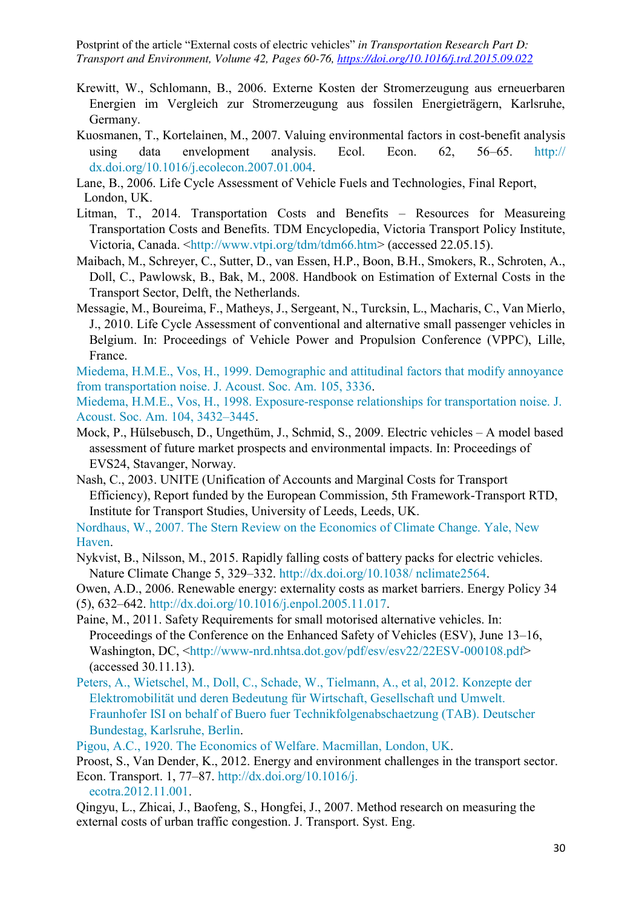Krewitt, W., Schlomann, B., 2006. Externe Kosten der Stromerzeugung aus erneuerbaren Energien im Vergleich zur Stromerzeugung aus fossilen Energieträgern, Karlsruhe, Germany.

Kuosmanen, T., Kortelainen, M., 2007. Valuing environmental factors in cost-benefit analysis using data envelopment analysis. Ecol. Econ. 62, 56–65. http://dx.doi.org/10.1016/j.ecolecon.2007.01.004.

Lane, B., 2006. Life Cycle Assessment of Vehicle Fuels and Technologies, Final Report, London, UK.

Litman, T., 2014. Transportation Costs and Benefits – Resources for Measureing Transportation Costs and Benefits. TDM Encyclopedia, Victoria Transport Policy Institute, Victoria, Canada. <http://www.vtpi.org/tdm/tdm66.htm> (accessed 22.05.15).

Maibach, M., Schreyer, C., Sutter, D., van Essen, H.P., Boon, B.H., Smokers, R., Schroten, A., Doll, C., Pawlowsk, B., Bak, M., 2008. Handbook on Estimation of External Costs in the Transport Sector, Delft, the Netherlands.

Messagie, M., Boureima, F., Matheys, J., Sergeant, N., Turcksin, L., Macharis, C., Van Mierlo, J., 2010. Life Cycle Assessment of conventional and alternative small passenger vehicles in Belgium. In: Proceedings of Vehicle Power and Propulsion Conference (VPPC), Lille, France.

Miedema, H.M.E., Vos, H., 1999. Demographic and attitudinal factors that modify annoyance from transportation noise. J. Acoust. Soc. Am. 105, 3336.

Miedema, H.M.E., Vos, H., 1998. Exposure-response relationships for transportation noise. J. Acoust. Soc. Am. 104, 3432–3445.

Mock, P., Hülsebusch, D., Ungethüm, J., Schmid, S., 2009. Electric vehicles – A model based assessment of future market prospects and environmental impacts. In: Proceedings of EVS24, Stavanger, Norway.

Nash, C., 2003. UNITE (Unification of Accounts and Marginal Costs for Transport Efficiency), Report funded by the European Commission, 5th Framework-Transport RTD, Institute for Transport Studies, University of Leeds, Leeds, UK.

Nordhaus, W., 2007. The Stern Review on the Economics of Climate Change. Yale, New Haven.

Nykvist, B., Nilsson, M., 2015. Rapidly falling costs of battery packs for electric vehicles. Nature Climate Change 5, 329–332. http://dx.doi.org/10.1038/ nclimate2564.

Owen, A.D., 2006. Renewable energy: externality costs as market barriers. Energy Policy 34 (5), 632–642. http://dx.doi.org/10.1016/j.enpol.2005.11.017.

Paine, M., 2011. Safety Requirements for small motorised alternative vehicles. In: Proceedings of the Conference on the Enhanced Safety of Vehicles (ESV), June 13–16, Washington, DC, <http://www-nrd.nhtsa.dot.gov/pdf/esv/esv22/22ESV-000108.pdf> (accessed 30.11.13).

Peters, A., Wietschel, M., Doll, C., Schade, W., Tielmann, A., et al, 2012. Konzepte der Elektromobilität und deren Bedeutung für Wirtschaft, Gesellschaft und Umwelt. Fraunhofer ISI on behalf of Buero fuer Technikfolgenabschaetzung (TAB). Deutscher Bundestag, Karlsruhe, Berlin.

Pigou, A.C., 1920. The Economics of Welfare. Macmillan, London, UK.

Proost, S., Van Dender, K., 2012. Energy and environment challenges in the transport sector. Econ. Transport. 1, 77–87. http://dx.doi.org/10.1016/j.ecotra.2012.11.001.

Qingyu, L., Zhicai, J., Baofeng, S., Hongfei, J., 2007. Method research on measuring the external costs of urban traffic congestion. J. Transport. Syst. Eng.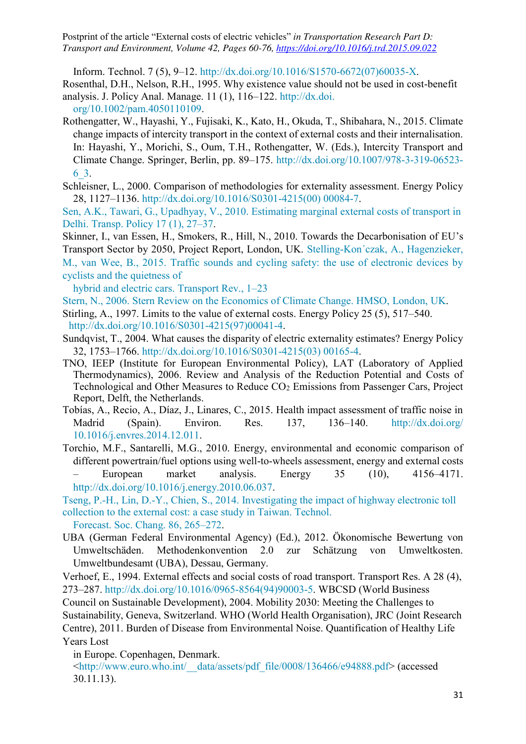Inform. Technol. 7 (5), 9–12. http://dx.doi.org/10.1016/S1570-6672(07)60035-X.

Rosenthal, D.H., Nelson, R.H., 1995. Why existence value should not be used in cost-benefit analysis. J. Policy Anal. Manage. 11 (1), 116–122. http://dx.doi.org/10.1002/pam.4050110109.

Rothengatter, W., Hayashi, Y., Fujisaki, K., Kato, H., Okuda, T., Shibahara, N., 2015. Climate change impacts of intercity transport in the context of external costs and their internalisation. In: Hayashi, Y., Morichi, S., Oum, T.H., Rothengatter, W. (Eds.), Intercity Transport and Climate Change. Springer, Berlin, pp. 89–175. http://dx.doi.org/10.1007/978-3-319-06523-6_3.

Schleisner, L., 2000. Comparison of methodologies for externality assessment. Energy Policy 28, 1127–1136. http://dx.doi.org/10.1016/S0301-4215(00) 00084-7.

Sen, A.K., Tawari, G., Upadhyay, V., 2010. Estimating marginal external costs of transport in Delhi. Transp. Policy 17 (1), 27–37.

Skinner, I., van Essen, H., Smokers, R., Hill, N., 2010. Towards the Decarbonisation of EU's Transport Sector by 2050, Project Report, London, UK. Stelling-Kon´czak, A., Hagenzieker, M., van Wee, B., 2015. Traffic sounds and cycling safety: the use of electronic devices by cyclists and the quietness of hybrid and electric cars. Transport Rev., 1–23

Stern, N., 2006. Stern Review on the Economics of Climate Change. HMSO, London, UK.

Stirling, A., 1997. Limits to the value of external costs. Energy Policy 25 (5), 517–540. http://dx.doi.org/10.1016/S0301-4215(97)00041-4.

Sundqvist, T., 2004. What causes the disparity of electric externality estimates? Energy Policy 32, 1753–1766. http://dx.doi.org/10.1016/S0301-4215(03) 00165-4.

TNO, IEEP (Institute for European Environmental Policy), LAT (Laboratory of Applied Thermodynamics), 2006. Review and Analysis of the Reduction Potential and Costs of Technological and Other Measures to Reduce $CO_2$ Emissions from Passenger Cars, Project Report, Delft, the Netherlands.

Tobías, A., Recio, A., Díaz, J., Linares, C., 2015. Health impact assessment of traffic noise in Madrid (Spain). Environ. Res. 137, 136–140. http://dx.doi.org/10.1016/j.envres.2014.12.011.

Torchio, M.F., Santarelli, M.G., 2010. Energy, environmental and economic comparison of different powertrain/fuel options using well-to-wheels assessment, energy and external costs – European market analysis. Energy 35 (10), 4156–4171. http://dx.doi.org/10.1016/j.energy.2010.06.037.

Tseng, P.-H., Lin, D.-Y., Chien, S., 2014. Investigating the impact of highway electronic toll collection to the external cost: a case study in Taiwan. Technol. Forecast. Soc. Chang. 86, 265–272.

UBA (German Federal Environmental Agency) (Ed.), 2012. Ökonomische Bewertung von Umweltschäden. Methodenkonvention 2.0 zur Schätzung von Umweltkosten. Umweltbundesamt (UBA), Dessau, Germany.

Verhoef, E., 1994. External effects and social costs of road transport. Transport Res. A 28 (4), 273–287. http://dx.doi.org/10.1016/0965-8564(94)90003-5. WBCSD (World Business Council on Sustainable Development), 2004. Mobility 2030: Meeting the Challenges to Sustainability, Geneva, Switzerland. WHO (World Health Organisation), JRC (Joint Research Centre), 2011. Burden of Disease from Environmental Noise. Quantification of Healthy Life Years Lost in Europe. Copenhagen, Denmark. <http://www.euro.who.int/__data/assets/pdf_file/0008/136466/e94888.pdf> (accessed 30.11.13).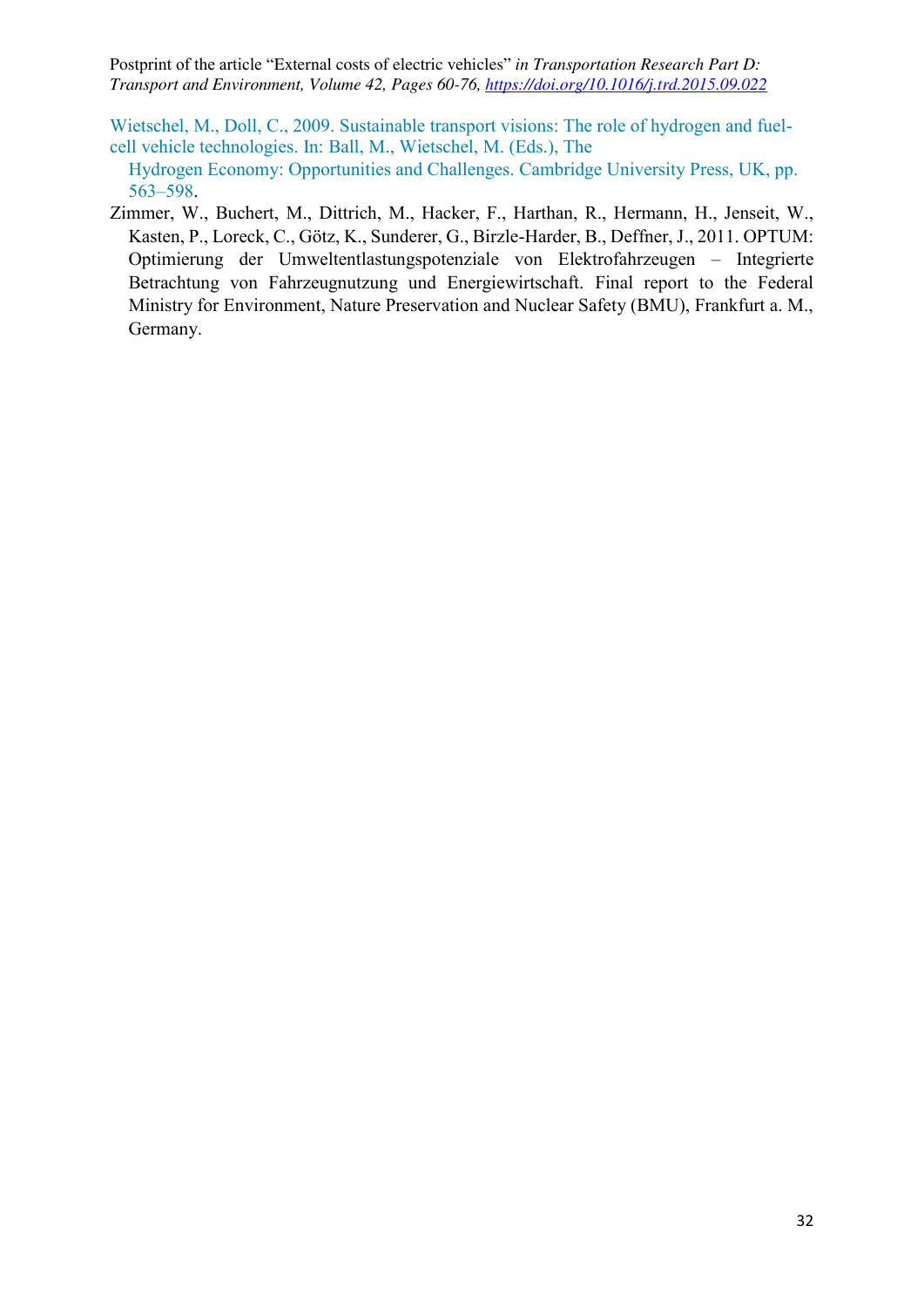Wietschel, M., Doll, C., 2009. Sustainable transport visions: The role of hydrogen and fuel-cell vehicle technologies. In: Ball, M., Wietschel, M. (Eds.), The Hydrogen Economy: Opportunities and Challenges. Cambridge University Press, UK, pp. 563–598.

Zimmer, W., Buchert, M., Dittrich, M., Hacker, F., Harthan, R., Hermann, H., Jenseit, W., Kasten, P., Loreck, C., Götz, K., Sunderer, G., Birzle-Harder, B., Deffner, J., 2011. OPTUM: Optimierung der Umweltentlastungspotenziale von Elektrofahrzeugen – Integrierte Betrachtung von Fahrzeugnutzung und Energiewirtschaft. Final report to the Federal Ministry for Environment, Nature Preservation and Nuclear Safety (BMU), Frankfurt a. M., Germany.